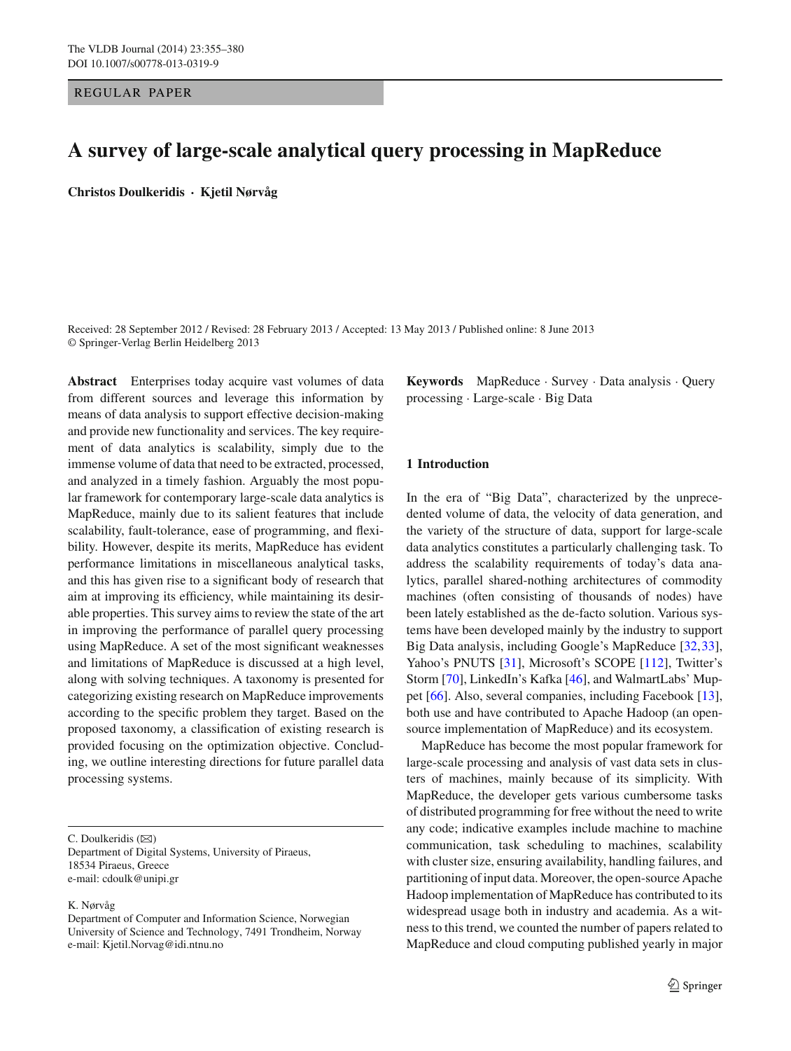REGULAR PAPER

# A survey of large-scale analytical query processing in MapReduce

**Christos Doulkeridis · Kjetil Nørvåg**

Received: 28 September 2012 / Revised: 28 February 2013 / Accepted: 13 May 2013 / Published online: 8 June 2013
© Springer-Verlag Berlin Heidelberg 2013

**Abstract** Enterprises today acquire vast volumes of data from different sources and leverage this information by means of data analysis to support effective decision-making and provide new functionality and services. The key requirement of data analytics is scalability, simply due to the immense volume of data that need to be extracted, processed, and analyzed in a timely fashion. Arguably the most popular framework for contemporary large-scale data analytics is MapReduce, mainly due to its salient features that include scalability, fault-tolerance, ease of programming, and flexibility. However, despite its merits, MapReduce has evident performance limitations in miscellaneous analytical tasks, and this has given rise to a significant body of research that aim at improving its efficiency, while maintaining its desirable properties. This survey aims to review the state of the art in improving the performance of parallel query processing using MapReduce. A set of the most significant weaknesses and limitations of MapReduce is discussed at a high level, along with solving techniques. A taxonomy is presented for categorizing existing research on MapReduce improvements according to the specific problem they target. Based on the proposed taxonomy, a classification of existing research is provided focusing on the optimization objective. Concluding, we outline interesting directions for future parallel data processing systems.

**Keywords** MapReduce · Survey · Data analysis · Query processing · Large-scale · Big Data

C. Doulkeridis (✉)
Department of Digital Systems, University of Piraeus, 18534 Piraeus, Greece
e-mail: cdoulk@unipi.gr

K. Nørvåg
Department of Computer and Information Science, Norwegian University of Science and Technology, 7491 Trondheim, Norway
e-mail: Kjetil.Norvag@idi.ntnu.no

## 1 Introduction

In the era of "Big Data", characterized by the unprecedented volume of data, the velocity of data generation, and the variety of the structure of data, support for large-scale data analytics constitutes a particularly challenging task. To address the scalability requirements of today's data analytics, parallel shared-nothing architectures of commodity machines (often consisting of thousands of nodes) have been lately established as the de-facto solution. Various systems have been developed mainly by the industry to support Big Data analysis, including Google's MapReduce [32,33], Yahoo's PNUTS [31], Microsoft's SCOPE [112], Twitter's Storm [70], LinkedIn's Kafka [46], and WalmartLabs' Muppet [66]. Also, several companies, including Facebook [13], both use and have contributed to Apache Hadoop (an open-source implementation of MapReduce) and its ecosystem.

MapReduce has become the most popular framework for large-scale processing and analysis of vast data sets in clusters of machines, mainly because of its simplicity. With MapReduce, the developer gets various cumbersome tasks of distributed programming for free without the need to write any code; indicative examples include machine to machine communication, task scheduling to machines, scalability with cluster size, ensuring availability, handling failures, and partitioning of input data. Moreover, the open-source Apache Hadoop implementation of MapReduce has contributed to its widespread usage both in industry and academia. As a witness to this trend, we counted the number of papers related to MapReduce and cloud computing published yearly in major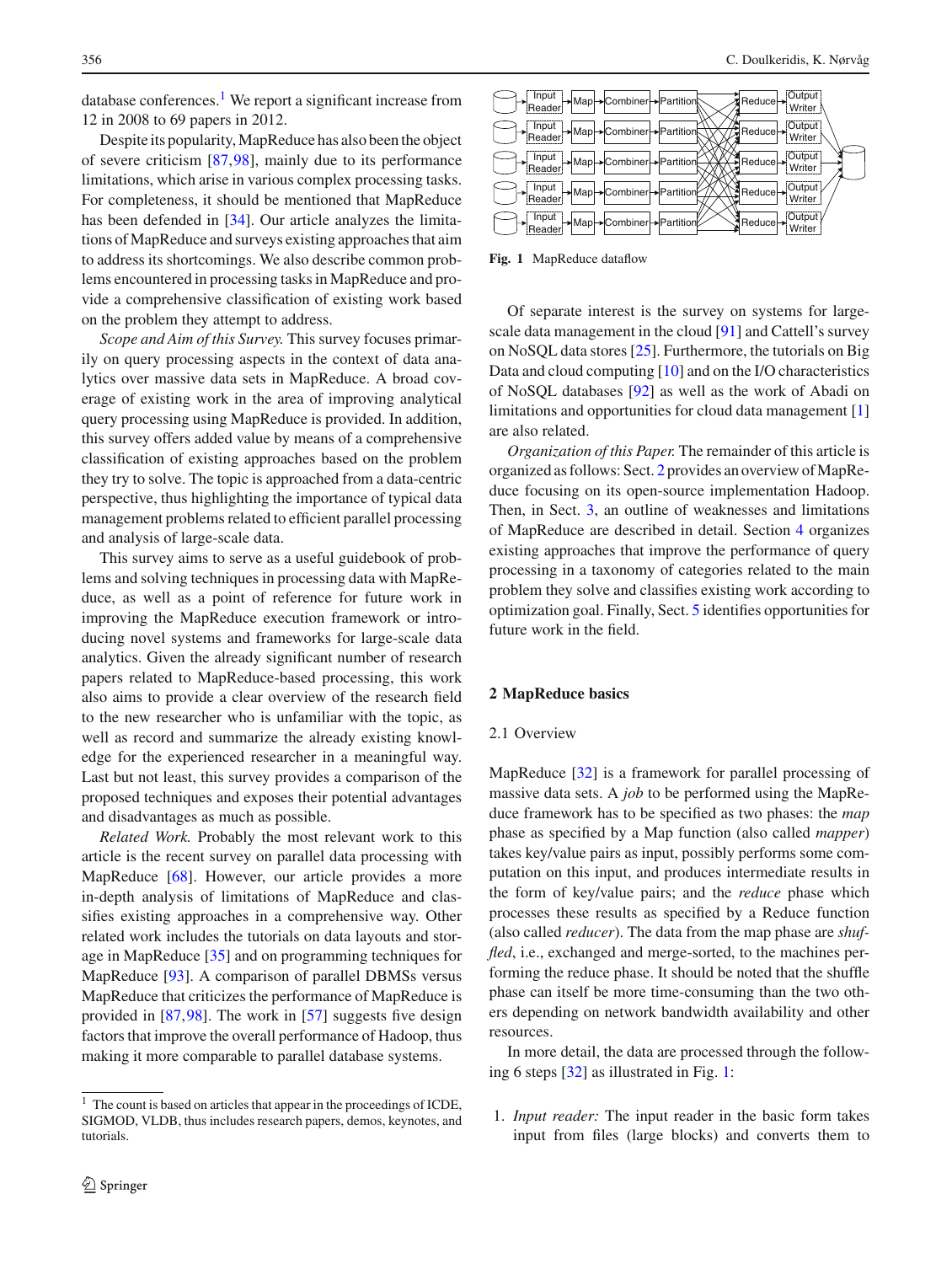database conferences.[1] We report a significant increase from 12 in 2008 to 69 papers in 2012.

Despite its popularity, MapReduce has also been the object of severe criticism [87,98], mainly due to its performance limitations, which arise in various complex processing tasks. For completeness, it should be mentioned that MapReduce has been defended in [34]. Our article analyzes the limitations of MapReduce and surveys existing approaches that aim to address its shortcomings. We also describe common problems encountered in processing tasks in MapReduce and provide a comprehensive classification of existing work based on the problem they attempt to address.

*Scope and Aim of this Survey.* This survey focuses primarily on query processing aspects in the context of data analytics over massive data sets in MapReduce. A broad coverage of existing work in the area of improving analytical query processing using MapReduce is provided. In addition, this survey offers added value by means of a comprehensive classification of existing approaches based on the problem they try to solve. The topic is approached from a data-centric perspective, thus highlighting the importance of typical data management problems related to efficient parallel processing and analysis of large-scale data.

This survey aims to serve as a useful guidebook of problems and solving techniques in processing data with MapReduce, as well as a point of reference for future work in improving the MapReduce execution framework or introducing novel systems and frameworks for large-scale data analytics. Given the already significant number of research papers related to MapReduce-based processing, this work also aims to provide a clear overview of the research field to the new researcher who is unfamiliar with the topic, as well as record and summarize the already existing knowledge for the experienced researcher in a meaningful way. Last but not least, this survey provides a comparison of the proposed techniques and exposes their potential advantages and disadvantages as much as possible.

*Related Work.* Probably the most relevant work to this article is the recent survey on parallel data processing with MapReduce [68]. However, our article provides a more in-depth analysis of limitations of MapReduce and classifies existing approaches in a comprehensive way. Other related work includes the tutorials on data layouts and storage in MapReduce [35] and on programming techniques for MapReduce [93]. A comparison of parallel DBMSs versus MapReduce that criticizes the performance of MapReduce is provided in [87,98]. The work in [57] suggests five design factors that improve the overall performance of Hadoop, thus making it more comparable to parallel database systems.

[1] The count is based on articles that appear in the proceedings of ICDE, SIGMOD, VLDB, thus includes research papers, demos, keynotes, and tutorials.

Input Reader
Map
Combiner
Partition
Reduce
Output Writer

**Fig. 1** MapReduce dataflow

Of separate interest is the survey on systems for large-scale data management in the cloud [91] and Cattell's survey on NoSQL data stores [25]. Furthermore, the tutorials on Big Data and cloud computing [10] and on the I/O characteristics of NoSQL databases [92] as well as the work of Abadi on limitations and opportunities for cloud data management [1] are also related.

*Organization of this Paper.* The remainder of this article is organized as follows: Sect. 2 provides an overview of MapReduce focusing on its open-source implementation Hadoop. Then, in Sect. 3, an outline of weaknesses and limitations of MapReduce are described in detail. Section 4 organizes existing approaches that improve the performance of query processing in a taxonomy of categories related to the main problem they solve and classifies existing work according to optimization goal. Finally, Sect. 5 identifies opportunities for future work in the field.

## 2 MapReduce basics

### 2.1 Overview

MapReduce [32] is a framework for parallel processing of massive data sets. A *job* to be performed using the MapReduce framework has to be specified as two phases: the *map* phase as specified by a Map function (also called *mapper*) takes key/value pairs as input, possibly performs some computation on this input, and produces intermediate results in the form of key/value pairs; and the *reduce* phase which processes these results as specified by a Reduce function (also called *reducer*). The data from the map phase are *shuffled*, i.e., exchanged and merge-sorted, to the machines performing the reduce phase. It should be noted that the shuffle phase can itself be more time-consuming than the two others depending on network bandwidth availability and other resources.

In more detail, the data are processed through the following 6 steps [32] as illustrated in Fig. 1:

1. *Input reader:* The input reader in the basic form takes input from files (large blocks) and converts them to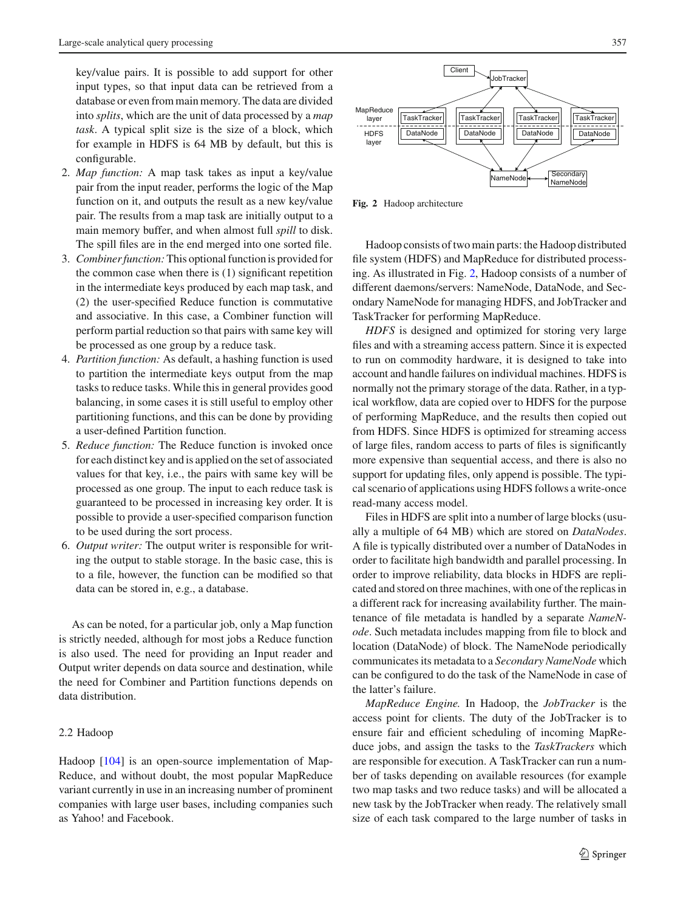key/value pairs. It is possible to add support for other input types, so that input data can be retrieved from a database or even from main memory. The data are divided into *splits*, which are the unit of data processed by a *map task*. A typical split size is the size of a block, which for example in HDFS is 64 MB by default, but this is configurable.

2. *Map function:* A map task takes as input a key/value pair from the input reader, performs the logic of the Map function on it, and outputs the result as a new key/value pair. The results from a map task are initially output to a main memory buffer, and when almost full *spill* to disk. The spill files are in the end merged into one sorted file.
3. *Combiner function:* This optional function is provided for the common case when there is (1) significant repetition in the intermediate keys produced by each map task, and (2) the user-specified Reduce function is commutative and associative. In this case, a Combiner function will perform partial reduction so that pairs with same key will be processed as one group by a reduce task.
4. *Partition function:* As default, a hashing function is used to partition the intermediate keys output from the map tasks to reduce tasks. While this in general provides good balancing, in some cases it is still useful to employ other partitioning functions, and this can be done by providing a user-defined Partition function.
5. *Reduce function:* The Reduce function is invoked once for each distinct key and is applied on the set of associated values for that key, i.e., the pairs with same key will be processed as one group. The input to each reduce task is guaranteed to be processed in increasing key order. It is possible to provide a user-specified comparison function to be used during the sort process.
6. *Output writer:* The output writer is responsible for writing the output to stable storage. In the basic case, this is to a file, however, the function can be modified so that data can be stored in, e.g., a database.

As can be noted, for a particular job, only a Map function is strictly needed, although for most jobs a Reduce function is also used. The need for providing an Input reader and Output writer depends on data source and destination, while the need for Combiner and Partition functions depends on data distribution.

### 2.2 Hadoop

Hadoop [104] is an open-source implementation of MapReduce, and without doubt, the most popular MapReduce variant currently in use in an increasing number of prominent companies with large user bases, including companies such as Yahoo! and Facebook.

**Fig. 2** Hadoop architecture

Hadoop consists of two main parts: the Hadoop distributed file system (HDFS) and MapReduce for distributed processing. As illustrated in Fig. 2, Hadoop consists of a number of different daemons/servers: NameNode, DataNode, and Secondary NameNode for managing HDFS, and JobTracker and TaskTracker for performing MapReduce.

*HDFS* is designed and optimized for storing very large files and with a streaming access pattern. Since it is expected to run on commodity hardware, it is designed to take into account and handle failures on individual machines. HDFS is normally not the primary storage of the data. Rather, in a typical workflow, data are copied over to HDFS for the purpose of performing MapReduce, and the results then copied out from HDFS. Since HDFS is optimized for streaming access of large files, random access to parts of files is significantly more expensive than sequential access, and there is also no support for updating files, only append is possible. The typical scenario of applications using HDFS follows a write-once read-many access model.

Files in HDFS are split into a number of large blocks (usually a multiple of 64 MB) which are stored on *DataNodes*. A file is typically distributed over a number of DataNodes in order to facilitate high bandwidth and parallel processing. In order to improve reliability, data blocks in HDFS are replicated and stored on three machines, with one of the replicas in a different rack for increasing availability further. The maintenance of file metadata is handled by a separate *NameNode*. Such metadata includes mapping from file to block and location (DataNode) of block. The NameNode periodically communicates its metadata to a *Secondary NameNode* which can be configured to do the task of the NameNode in case of the latter's failure.

*MapReduce Engine.* In Hadoop, the *JobTracker* is the access point for clients. The duty of the JobTracker is to ensure fair and efficient scheduling of incoming MapReduce jobs, and assign the tasks to the *TaskTrackers* which are responsible for execution. A TaskTracker can run a number of tasks depending on available resources (for example two map tasks and two reduce tasks) and will be allocated a new task by the JobTracker when ready. The relatively small size of each task compared to the large number of tasks in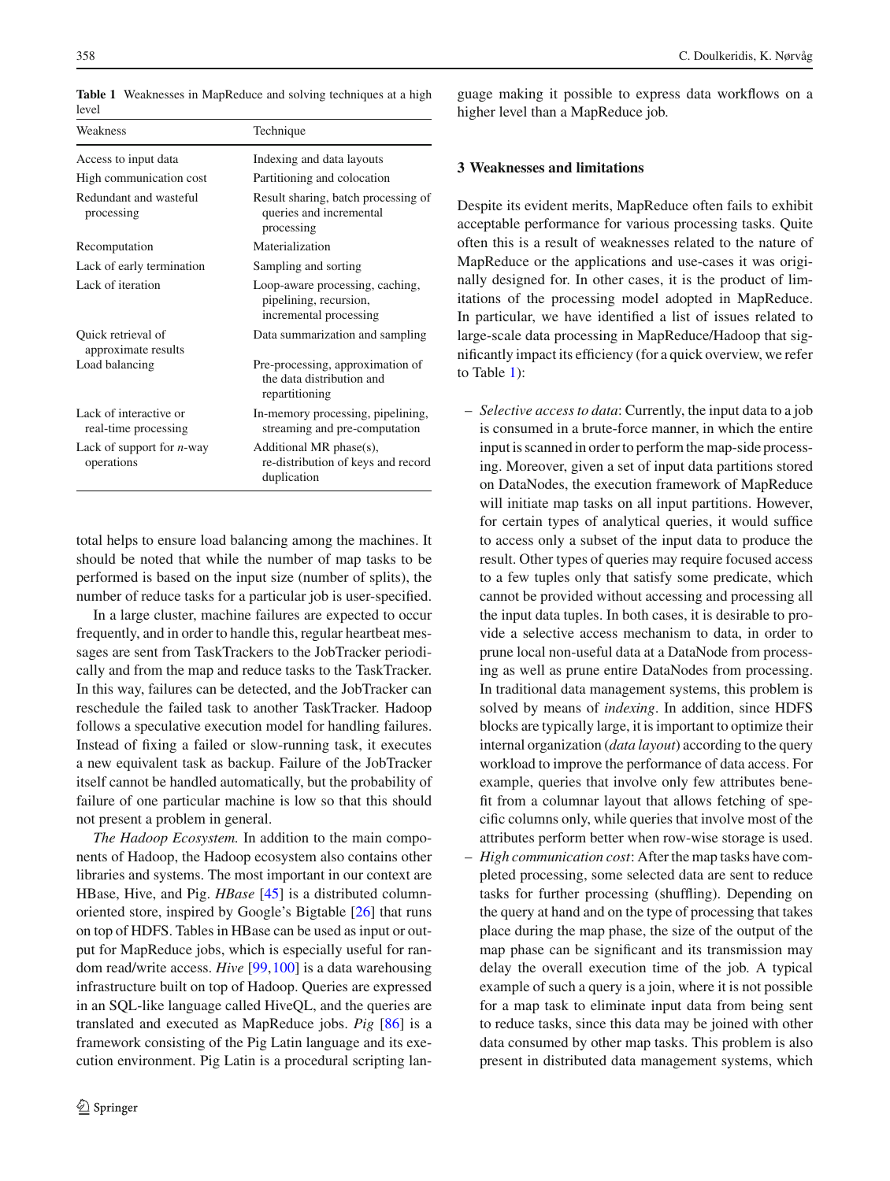**Table 1** Weaknesses in MapReduce and solving techniques at a high level

| Weakness | Technique |
|---|---|
| Access to input data | Indexing and data layouts |
| High communication cost | Partitioning and colocation |
| Redundant and wasteful processing | Result sharing, batch processing of queries and incremental processing |
| Recomputation | Materialization |
| Lack of early termination | Sampling and sorting |
| Lack of iteration | Loop-aware processing, caching, pipelining, recursion, incremental processing |
| Quick retrieval of approximate results | Data summarization and sampling |
| Load balancing | Pre-processing, approximation of the data distribution and repartitioning |
| Lack of interactive or real-time processing | In-memory processing, pipelining, streaming and pre-computation |
| Lack of support for *n*-way operations | Additional MR phase(s), re-distribution of keys and record duplication |

total helps to ensure load balancing among the machines. It should be noted that while the number of map tasks to be performed is based on the input size (number of splits), the number of reduce tasks for a particular job is user-specified.

In a large cluster, machine failures are expected to occur frequently, and in order to handle this, regular heartbeat messages are sent from TaskTrackers to the JobTracker periodically and from the map and reduce tasks to the TaskTracker. In this way, failures can be detected, and the JobTracker can reschedule the failed task to another TaskTracker. Hadoop follows a speculative execution model for handling failures. Instead of fixing a failed or slow-running task, it executes a new equivalent task as backup. Failure of the JobTracker itself cannot be handled automatically, but the probability of failure of one particular machine is low so that this should not present a problem in general.

*The Hadoop Ecosystem.* In addition to the main components of Hadoop, the Hadoop ecosystem also contains other libraries and systems. The most important in our context are HBase, Hive, and Pig. *HBase* [45] is a distributed column-oriented store, inspired by Google's Bigtable [26] that runs on top of HDFS. Tables in HBase can be used as input or output for MapReduce jobs, which is especially useful for random read/write access. *Hive* [99,100] is a data warehousing infrastructure built on top of Hadoop. Queries are expressed in an SQL-like language called HiveQL, and the queries are translated and executed as MapReduce jobs. *Pig* [86] is a framework consisting of the Pig Latin language and its execution environment. Pig Latin is a procedural scripting language making it possible to express data workflows on a higher level than a MapReduce job.

## 3 Weaknesses and limitations

Despite its evident merits, MapReduce often fails to exhibit acceptable performance for various processing tasks. Quite often this is a result of weaknesses related to the nature of MapReduce or the applications and use-cases it was originally designed for. In other cases, it is the product of limitations of the processing model adopted in MapReduce. In particular, we have identified a list of issues related to large-scale data processing in MapReduce/Hadoop that significantly impact its efficiency (for a quick overview, we refer to Table 1):

- *Selective access to data*: Currently, the input data to a job is consumed in a brute-force manner, in which the entire input is scanned in order to perform the map-side processing. Moreover, given a set of input data partitions stored on DataNodes, the execution framework of MapReduce will initiate map tasks on all input partitions. However, for certain types of analytical queries, it would suffice to access only a subset of the input data to produce the result. Other types of queries may require focused access to a few tuples only that satisfy some predicate, which cannot be provided without accessing and processing all the input data tuples. In both cases, it is desirable to provide a selective access mechanism to data, in order to prune local non-useful data at a DataNode from processing as well as prune entire DataNodes from processing. In traditional data management systems, this problem is solved by means of *indexing*. In addition, since HDFS blocks are typically large, it is important to optimize their internal organization (*data layout*) according to the query workload to improve the performance of data access. For example, queries that involve only few attributes benefit from a columnar layout that allows fetching of specific columns only, while queries that involve most of the attributes perform better when row-wise storage is used.
- *High communication cost*: After the map tasks have completed processing, some selected data are sent to reduce tasks for further processing (shuffling). Depending on the query at hand and on the type of processing that takes place during the map phase, the size of the output of the map phase can be significant and its transmission may delay the overall execution time of the job. A typical example of such a query is a join, where it is not possible for a map task to eliminate input data from being sent to reduce tasks, since this data may be joined with other data consumed by other map tasks. This problem is also present in distributed data management systems, which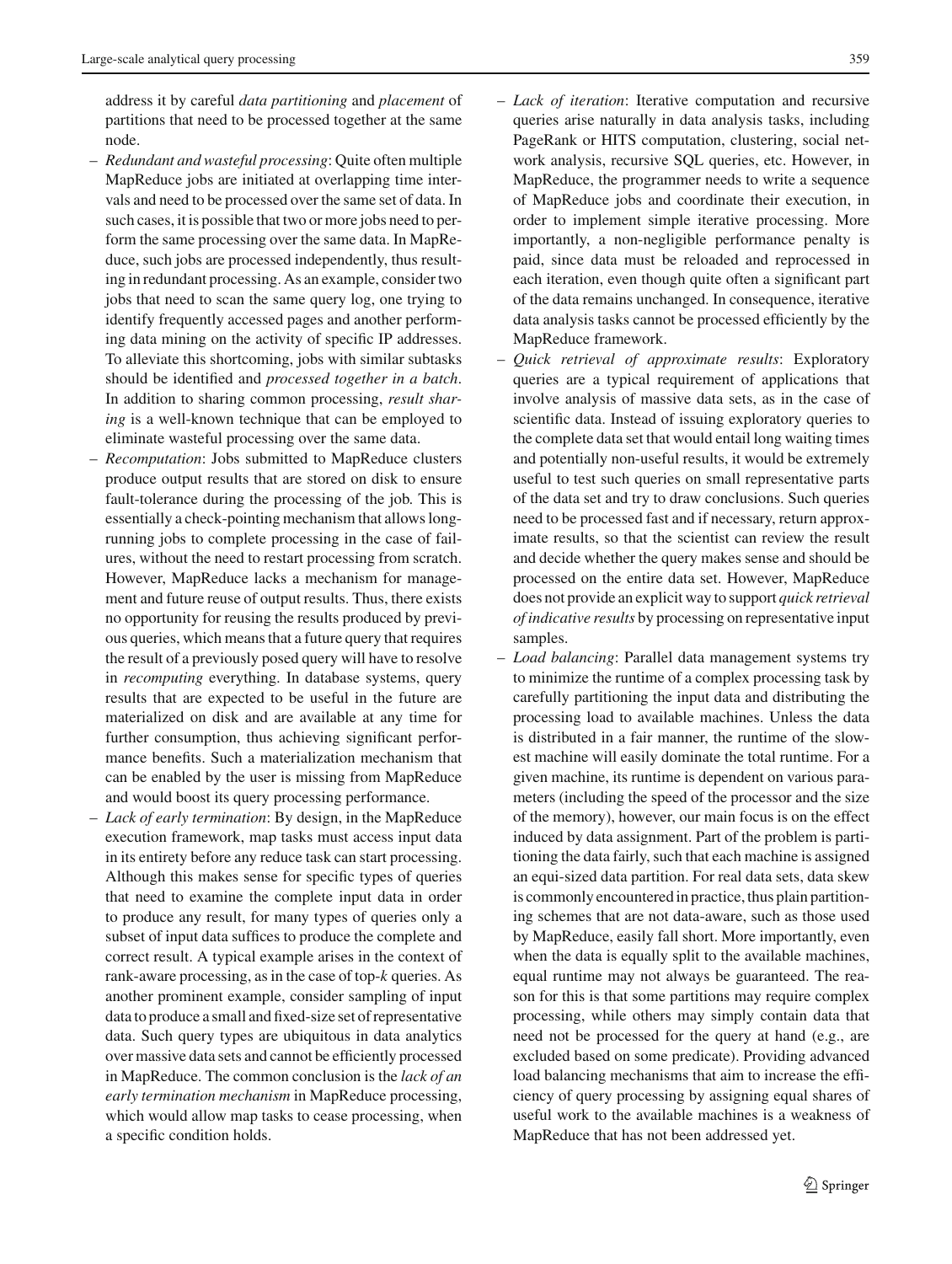address it by careful *data partitioning* and *placement* of partitions that need to be processed together at the same node.

– *Redundant and wasteful processing*: Quite often multiple MapReduce jobs are initiated at overlapping time intervals and need to be processed over the same set of data. In such cases, it is possible that two or more jobs need to perform the same processing over the same data. In MapReduce, such jobs are processed independently, thus resulting in redundant processing. As an example, consider two jobs that need to scan the same query log, one trying to identify frequently accessed pages and another performing data mining on the activity of specific IP addresses. To alleviate this shortcoming, jobs with similar subtasks should be identified and *processed together in a batch*. In addition to sharing common processing, *result sharing* is a well-known technique that can be employed to eliminate wasteful processing over the same data.
– *Recomputation*: Jobs submitted to MapReduce clusters produce output results that are stored on disk to ensure fault-tolerance during the processing of the job. This is essentially a check-pointing mechanism that allows long-running jobs to complete processing in the case of failures, without the need to restart processing from scratch. However, MapReduce lacks a mechanism for management and future reuse of output results. Thus, there exists no opportunity for reusing the results produced by previous queries, which means that a future query that requires the result of a previously posed query will have to resolve in *recomputing* everything. In database systems, query results that are expected to be useful in the future are materialized on disk and are available at any time for further consumption, thus achieving significant performance benefits. Such a materialization mechanism that can be enabled by the user is missing from MapReduce and would boost its query processing performance.
– *Lack of early termination*: By design, in the MapReduce execution framework, map tasks must access input data in its entirety before any reduce task can start processing. Although this makes sense for specific types of queries that need to examine the complete input data in order to produce any result, for many types of queries only a subset of input data suffices to produce the complete and correct result. A typical example arises in the context of rank-aware processing, as in the case of top-*k* queries. As another prominent example, consider sampling of input data to produce a small and fixed-size set of representative data. Such query types are ubiquitous in data analytics over massive data sets and cannot be efficiently processed in MapReduce. The common conclusion is the *lack of an early termination mechanism* in MapReduce processing, which would allow map tasks to cease processing, when a specific condition holds.
– *Lack of iteration*: Iterative computation and recursive queries arise naturally in data analysis tasks, including PageRank or HITS computation, clustering, social network analysis, recursive SQL queries, etc. However, in MapReduce, the programmer needs to write a sequence of MapReduce jobs and coordinate their execution, in order to implement simple iterative processing. More importantly, a non-negligible performance penalty is paid, since data must be reloaded and reprocessed in each iteration, even though quite often a significant part of the data remains unchanged. In consequence, iterative data analysis tasks cannot be processed efficiently by the MapReduce framework.
– *Quick retrieval of approximate results*: Exploratory queries are a typical requirement of applications that involve analysis of massive data sets, as in the case of scientific data. Instead of issuing exploratory queries to the complete data set that would entail long waiting times and potentially non-useful results, it would be extremely useful to test such queries on small representative parts of the data set and try to draw conclusions. Such queries need to be processed fast and if necessary, return approximate results, so that the scientist can review the result and decide whether the query makes sense and should be processed on the entire data set. However, MapReduce does not provide an explicit way to support *quick retrieval of indicative results* by processing on representative input samples.
– *Load balancing*: Parallel data management systems try to minimize the runtime of a complex processing task by carefully partitioning the input data and distributing the processing load to available machines. Unless the data is distributed in a fair manner, the runtime of the slowest machine will easily dominate the total runtime. For a given machine, its runtime is dependent on various parameters (including the speed of the processor and the size of the memory), however, our main focus is on the effect induced by data assignment. Part of the problem is partitioning the data fairly, such that each machine is assigned an equi-sized data partition. For real data sets, data skew is commonly encountered in practice, thus plain partitioning schemes that are not data-aware, such as those used by MapReduce, easily fall short. More importantly, even when the data is equally split to the available machines, equal runtime may not always be guaranteed. The reason for this is that some partitions may require complex processing, while others may simply contain data that need not be processed for the query at hand (e.g., are excluded based on some predicate). Providing advanced load balancing mechanisms that aim to increase the efficiency of query processing by assigning equal shares of useful work to the available machines is a weakness of MapReduce that has not been addressed yet.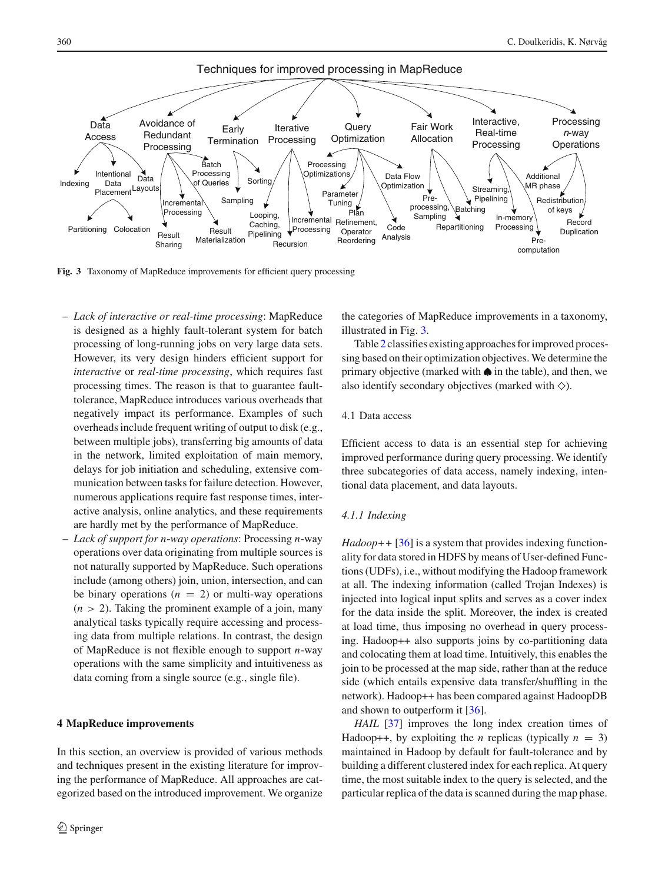Techniques for improved processing in MapReduce

Data Access · Avoidance of Redundant Processing · Early Termination · Iterative Processing · Query Optimization · Fair Work Allocation · Interactive, Real-time Processing · Processing *n*-way Operations

Indexing · Intentional Data Placement · Data Layouts · Partitioning · Colocation · Batch Processing of Queries · Incremental Processing · Result Sharing · Result Materialization · Sorting · Sampling · Looping, Caching, Pipelining · Incremental Processing · Recursion · Processing Optimizations · Parameter Tuning · Plan Refinement, Operator Reordering · Code Analysis · Data Flow Optimization · Pre-processing, Sampling · Batching · Repartitioning · Streaming, Pipelining · In-memory Processing · Pre-computation · Additional MR phase · Redistribution of keys · Record Duplication

**Fig. 3** Taxonomy of MapReduce improvements for efficient query processing

– *Lack of interactive or real-time processing*: MapReduce is designed as a highly fault-tolerant system for batch processing of long-running jobs on very large data sets. However, its very design hinders efficient support for *interactive* or *real-time processing*, which requires fast processing times. The reason is that to guarantee fault-tolerance, MapReduce introduces various overheads that negatively impact its performance. Examples of such overheads include frequent writing of output to disk (e.g., between multiple jobs), transferring big amounts of data in the network, limited exploitation of main memory, delays for job initiation and scheduling, extensive communication between tasks for failure detection. However, numerous applications require fast response times, interactive analysis, online analytics, and these requirements are hardly met by the performance of MapReduce.

– *Lack of support for n-way operations*: Processing $n$-way operations over data originating from multiple sources is not naturally supported by MapReduce. Such operations include (among others) join, union, intersection, and can be binary operations ($n = 2$) or multi-way operations ($n > 2$). Taking the prominent example of a join, many analytical tasks typically require accessing and processing data from multiple relations. In contrast, the design of MapReduce is not flexible enough to support $n$-way operations with the same simplicity and intuitiveness as data coming from a single source (e.g., single file).

## 4 MapReduce improvements

In this section, an overview is provided of various methods and techniques present in the existing literature for improving the performance of MapReduce. All approaches are categorized based on the introduced improvement. We organize the categories of MapReduce improvements in a taxonomy, illustrated in Fig. 3.

Table 2 classifies existing approaches for improved processing based on their optimization objectives. We determine the primary objective (marked with ♠ in the table), and then, we also identify secondary objectives (marked with ♢).

### 4.1 Data access

Efficient access to data is an essential step for achieving improved performance during query processing. We identify three subcategories of data access, namely indexing, intentional data placement, and data layouts.

#### *4.1.1 Indexing*

*Hadoop++* [36] is a system that provides indexing functionality for data stored in HDFS by means of User-defined Functions (UDFs), i.e., without modifying the Hadoop framework at all. The indexing information (called Trojan Indexes) is injected into logical input splits and serves as a cover index for the data inside the split. Moreover, the index is created at load time, thus imposing no overhead in query processing. Hadoop++ also supports joins by co-partitioning data and colocating them at load time. Intuitively, this enables the join to be processed at the map side, rather than at the reduce side (which entails expensive data transfer/shuffling in the network). Hadoop++ has been compared against HadoopDB and shown to outperform it [36].

*HAIL* [37] improves the long index creation times of Hadoop++, by exploiting the $n$ replicas (typically $n = 3$) maintained in Hadoop by default for fault-tolerance and by building a different clustered index for each replica. At query time, the most suitable index to the query is selected, and the particular replica of the data is scanned during the map phase.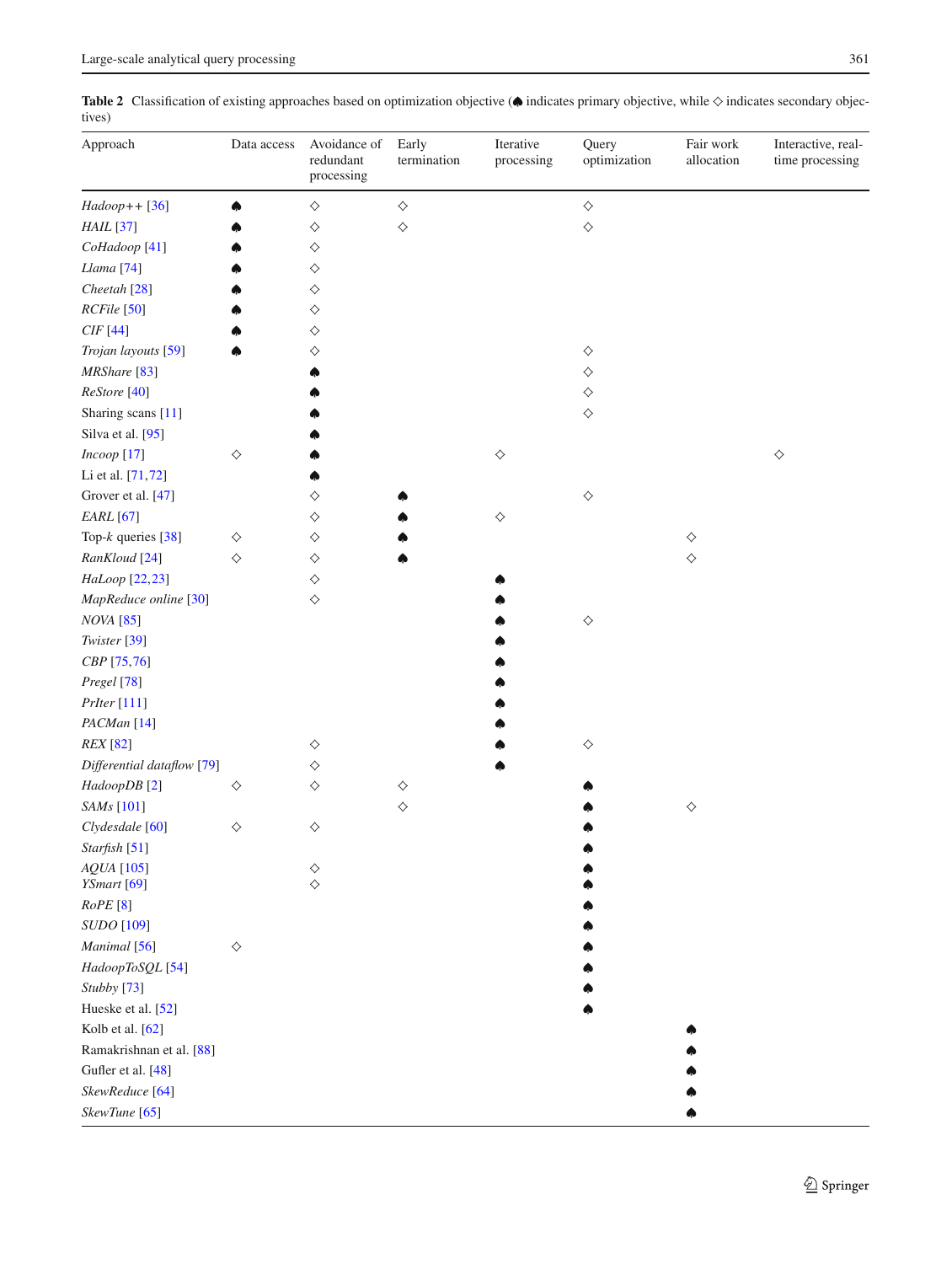**Table 2** Classification of existing approaches based on optimization objective (♠ indicates primary objective, while ◇ indicates secondary objectives)

| Approach | Data access | Avoidance of redundant processing | Early termination | Iterative processing | Query optimization | Fair work allocation | Interactive, real-time processing |
|---|---|---|---|---|---|---|---|
| *Hadoop++* [36] | ♠ | ◇ | ◇ | | ◇ | | |
| *HAIL* [37] | ♠ | ◇ | ◇ | | ◇ | | |
| *CoHadoop* [41] | ♠ | ◇ | | | | | |
| *Llama* [74] | ♠ | ◇ | | | | | |
| *Cheetah* [28] | ♠ | ◇ | | | | | |
| *RCFile* [50] | ♠ | ◇ | | | | | |
| *CIF* [44] | ♠ | ◇ | | | | | |
| *Trojan layouts* [59] | ♠ | ◇ | | | ◇ | | |
| *MRShare* [83] | | ♠ | | | ◇ | | |
| *ReStore* [40] | | ♠ | | | ◇ | | |
| Sharing scans [11] | | ♠ | | | ◇ | | |
| Silva et al. [95] | | ♠ | | | | | |
| *Incoop* [17] | ◇ | ♠ | | ◇ | | | ◇ |
| Li et al. [71,72] | | ♠ | | | | | |
| Grover et al. [47] | | ◇ | ♠ | | ◇ | | |
| *EARL* [67] | | ◇ | ♠ | ◇ | | | |
| Top-*k* queries [38] | ◇ | ◇ | ♠ | | | ◇ | |
| *RanKloud* [24] | ◇ | ◇ | ♠ | | | ◇ | |
| *HaLoop* [22,23] | | ◇ | | ♠ | | | |
| *MapReduce online* [30] | | ◇ | | ♠ | | | |
| *NOVA* [85] | | | | ♠ | ◇ | | |
| *Twister* [39] | | | | ♠ | | | |
| *CBP* [75,76] | | | | ♠ | | | |
| *Pregel* [78] | | | | ♠ | | | |
| *PrIter* [111] | | | | ♠ | | | |
| *PACMan* [14] | | | | ♠ | | | |
| *REX* [82] | | ◇ | | ♠ | ◇ | | |
| *Differential dataflow* [79] | | ◇ | | ♠ | | | |
| *HadoopDB* [2] | ◇ | ◇ | ◇ | | ♠ | | |
| *SAMs* [101] | | | ◇ | | ♠ | ◇ | |
| *Clydesdale* [60] | ◇ | ◇ | | | ♠ | | |
| *Starfish* [51] | | | | | ♠ | | |
| *AQUA* [105] | | ◇ | | | ♠ | | |
| *YSmart* [69] | | ◇ | | | ♠ | | |
| *RoPE* [8] | | | | | ♠ | | |
| *SUDO* [109] | | | | | ♠ | | |
| *Manimal* [56] | ◇ | | | | ♠ | | |
| *HadoopToSQL* [54] | | | | | ♠ | | |
| *Stubby* [73] | | | | | ♠ | | |
| Hueske et al. [52] | | | | | ♠ | | |
| Kolb et al. [62] | | | | | | ♠ | |
| Ramakrishnan et al. [88] | | | | | | ♠ | |
| Gufler et al. [48] | | | | | | ♠ | |
| *SkewReduce* [64] | | | | | | ♠ | |
| *SkewTune* [65] | | | | | | ♠ | |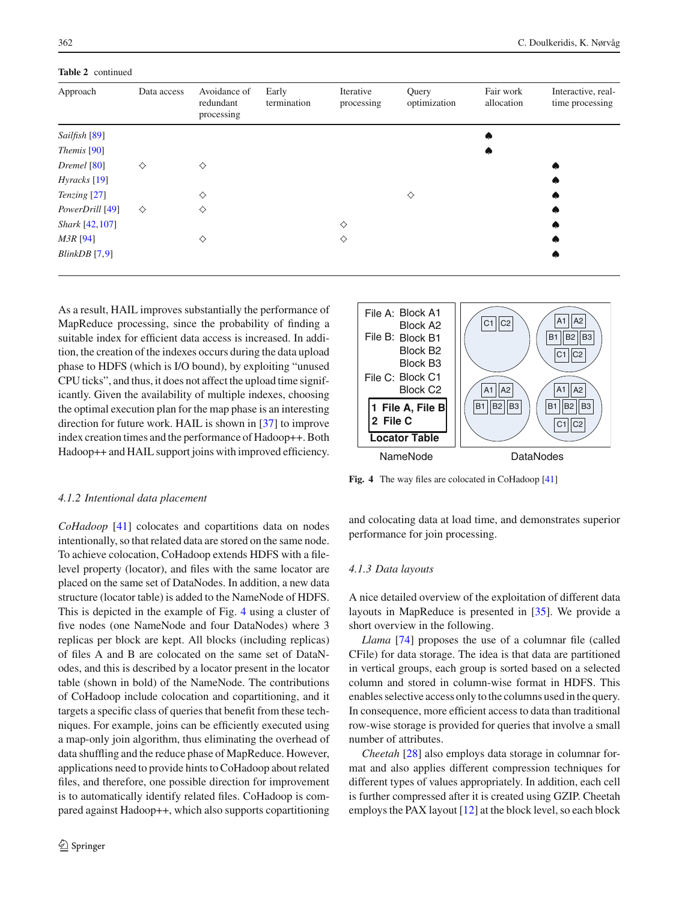**Table 2** continued

| Approach | Data access | Avoidance of redundant processing | Early termination | Iterative processing | Query optimization | Fair work allocation | Interactive, real-time processing |
|---|---|---|---|---|---|---|---|
| *Sailfish* [89] | | | | | | ♠ | |
| *Themis* [90] | | | | | | ♠ | |
| *Dremel* [80] | ◇ | ◇ | | | | | ♠ |
| *Hyracks* [19] | | | | | | | ♠ |
| *Tenzing* [27] | | ◇ | | | ◇ | | ♠ |
| *PowerDrill* [49] | ◇ | ◇ | | | | | ♠ |
| *Shark* [42,107] | | | | ◇ | | | ♠ |
| *M3R* [94] | | ◇ | | ◇ | | | ♠ |
| *BlinkDB* [7,9] | | | | | | | ♠ |

As a result, HAIL improves substantially the performance of MapReduce processing, since the probability of finding a suitable index for efficient data access is increased. In addition, the creation of the indexes occurs during the data upload phase to HDFS (which is I/O bound), by exploiting "unused CPU ticks", and thus, it does not affect the upload time significantly. Given the availability of multiple indexes, choosing the optimal execution plan for the map phase is an interesting direction for future work. HAIL is shown in [37] to improve index creation times and the performance of Hadoop++. Both Hadoop++ and HAIL support joins with improved efficiency.

### 4.1.2 Intentional data placement

*CoHadoop* [41] colocates and copartitions data on nodes intentionally, so that related data are stored on the same node. To achieve colocation, CoHadoop extends HDFS with a file-level property (locator), and files with the same locator are placed on the same set of DataNodes. In addition, a new data structure (locator table) is added to the NameNode of HDFS. This is depicted in the example of Fig. 4 using a cluster of five nodes (one NameNode and four DataNodes) where 3 replicas per block are kept. All blocks (including replicas) of files A and B are colocated on the same set of DataNodes, and this is described by a locator present in the locator table (shown in bold) of the NameNode. The contributions of CoHadoop include colocation and copartitioning, and it targets a specific class of queries that benefit from these techniques. For example, joins can be efficiently executed using a map-only join algorithm, thus eliminating the overhead of data shuffling and the reduce phase of MapReduce. However, applications need to provide hints to CoHadoop about related files, and therefore, one possible direction for improvement is to automatically identify related files. CoHadoop is compared against Hadoop++, which also supports copartitioning and colocating data at load time, and demonstrates superior performance for join processing.

**Fig. 4** The way files are colocated in CoHadoop [41]

### 4.1.3 Data layouts

A nice detailed overview of the exploitation of different data layouts in MapReduce is presented in [35]. We provide a short overview in the following.

*Llama* [74] proposes the use of a columnar file (called CFile) for data storage. The idea is that data are partitioned in vertical groups, each group is sorted based on a selected column and stored in column-wise format in HDFS. This enables selective access only to the columns used in the query. In consequence, more efficient access to data than traditional row-wise storage is provided for queries that involve a small number of attributes.

*Cheetah* [28] also employs data storage in columnar format and also applies different compression techniques for different types of values appropriately. In addition, each cell is further compressed after it is created using GZIP. Cheetah employs the PAX layout [12] at the block level, so each block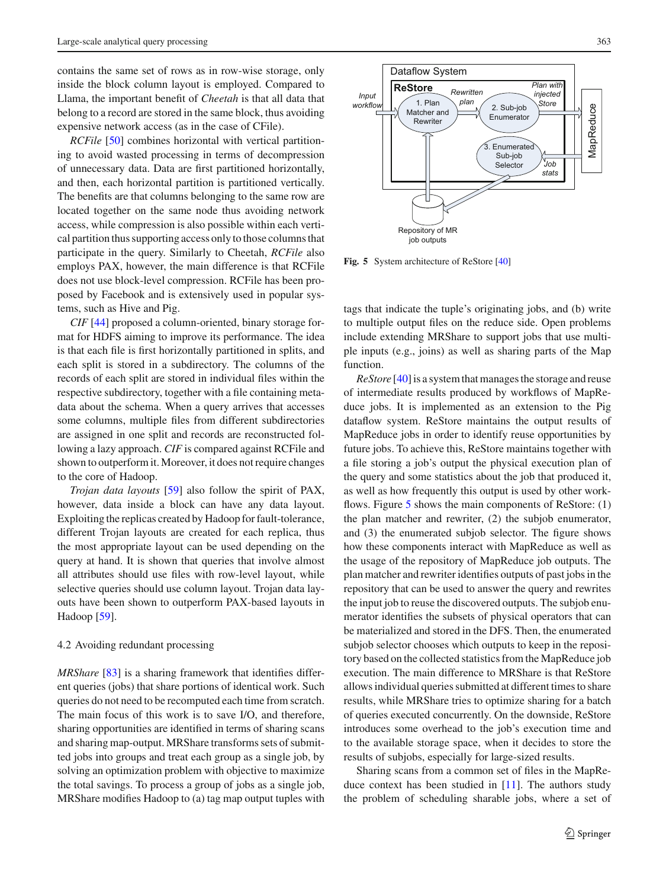contains the same set of rows as in row-wise storage, only inside the block column layout is employed. Compared to Llama, the important benefit of *Cheetah* is that all data that belong to a record are stored in the same block, thus avoiding expensive network access (as in the case of CFile).

*RCFile* [50] combines horizontal with vertical partitioning to avoid wasted processing in terms of decompression of unnecessary data. Data are first partitioned horizontally, and then, each horizontal partition is partitioned vertically. The benefits are that columns belonging to the same row are located together on the same node thus avoiding network access, while compression is also possible within each vertical partition thus supporting access only to those columns that participate in the query. Similarly to Cheetah, *RCFile* also employs PAX, however, the main difference is that RCFile does not use block-level compression. RCFile has been proposed by Facebook and is extensively used in popular systems, such as Hive and Pig.

*CIF* [44] proposed a column-oriented, binary storage format for HDFS aiming to improve its performance. The idea is that each file is first horizontally partitioned in splits, and each split is stored in a subdirectory. The columns of the records of each split are stored in individual files within the respective subdirectory, together with a file containing metadata about the schema. When a query arrives that accesses some columns, multiple files from different subdirectories are assigned in one split and records are reconstructed following a lazy approach. *CIF* is compared against RCFile and shown to outperform it. Moreover, it does not require changes to the core of Hadoop.

*Trojan data layouts* [59] also follow the spirit of PAX, however, data inside a block can have any data layout. Exploiting the replicas created by Hadoop for fault-tolerance, different Trojan layouts are created for each replica, thus the most appropriate layout can be used depending on the query at hand. It is shown that queries that involve almost all attributes should use files with row-level layout, while selective queries should use column layout. Trojan data layouts have been shown to outperform PAX-based layouts in Hadoop [59].

### 4.2 Avoiding redundant processing

*MRShare* [83] is a sharing framework that identifies different queries (jobs) that share portions of identical work. Such queries do not need to be recomputed each time from scratch. The main focus of this work is to save I/O, and therefore, sharing opportunities are identified in terms of sharing scans and sharing map-output. MRShare transforms sets of submitted jobs into groups and treat each group as a single job, by solving an optimization problem with objective to maximize the total savings. To process a group of jobs as a single job, MRShare modifies Hadoop to (a) tag map output tuples with tags that indicate the tuple's originating jobs, and (b) write to multiple output files on the reduce side. Open problems include extending MRShare to support jobs that use multiple inputs (e.g., joins) as well as sharing parts of the Map function.

Fig. 5 System architecture of ReStore [40]

*ReStore* [40] is a system that manages the storage and reuse of intermediate results produced by workflows of MapReduce jobs. It is implemented as an extension to the Pig dataflow system. ReStore maintains the output results of MapReduce jobs in order to identify reuse opportunities by future jobs. To achieve this, ReStore maintains together with a file storing a job's output the physical execution plan of the query and some statistics about the job that produced it, as well as how frequently this output is used by other workflows. Figure 5 shows the main components of ReStore: (1) the plan matcher and rewriter, (2) the subjob enumerator, and (3) the enumerated subjob selector. The figure shows how these components interact with MapReduce as well as the usage of the repository of MapReduce job outputs. The plan matcher and rewriter identifies outputs of past jobs in the repository that can be used to answer the query and rewrites the input job to reuse the discovered outputs. The subjob enumerator identifies the subsets of physical operators that can be materialized and stored in the DFS. Then, the enumerated subjob selector chooses which outputs to keep in the repository based on the collected statistics from the MapReduce job execution. The main difference to MRShare is that ReStore allows individual queries submitted at different times to share results, while MRShare tries to optimize sharing for a batch of queries executed concurrently. On the downside, ReStore introduces some overhead to the job's execution time and to the available storage space, when it decides to store the results of subjobs, especially for large-sized results.

Sharing scans from a common set of files in the MapReduce context has been studied in [11]. The authors study the problem of scheduling sharable jobs, where a set of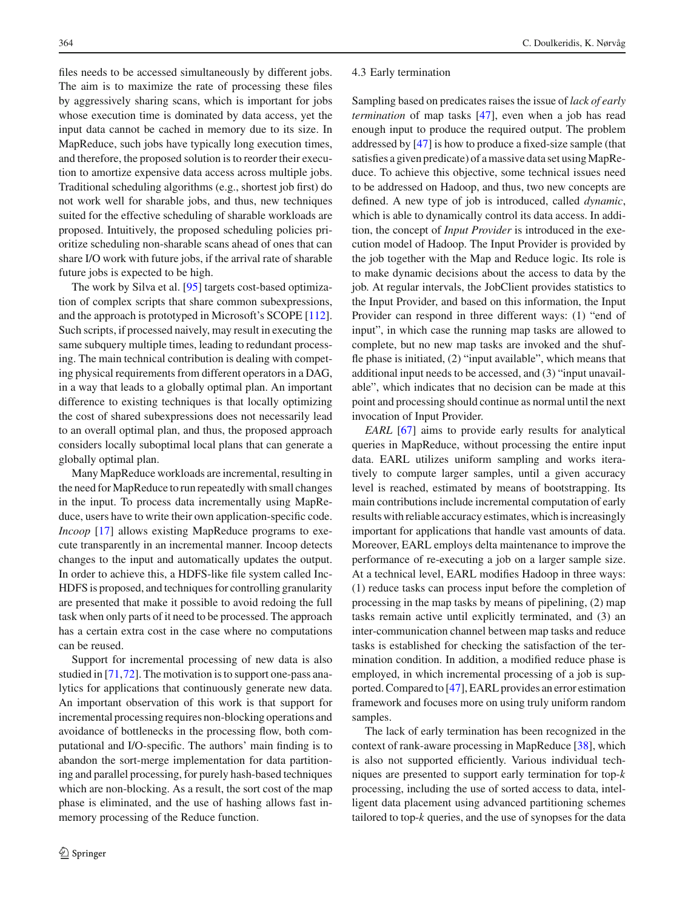files needs to be accessed simultaneously by different jobs. The aim is to maximize the rate of processing these files by aggressively sharing scans, which is important for jobs whose execution time is dominated by data access, yet the input data cannot be cached in memory due to its size. In MapReduce, such jobs have typically long execution times, and therefore, the proposed solution is to reorder their execution to amortize expensive data access across multiple jobs. Traditional scheduling algorithms (e.g., shortest job first) do not work well for sharable jobs, and thus, new techniques suited for the effective scheduling of sharable workloads are proposed. Intuitively, the proposed scheduling policies prioritize scheduling non-sharable scans ahead of ones that can share I/O work with future jobs, if the arrival rate of sharable future jobs is expected to be high.

The work by Silva et al. [95] targets cost-based optimization of complex scripts that share common subexpressions, and the approach is prototyped in Microsoft's SCOPE [112]. Such scripts, if processed naively, may result in executing the same subquery multiple times, leading to redundant processing. The main technical contribution is dealing with competing physical requirements from different operators in a DAG, in a way that leads to a globally optimal plan. An important difference to existing techniques is that locally optimizing the cost of shared subexpressions does not necessarily lead to an overall optimal plan, and thus, the proposed approach considers locally suboptimal local plans that can generate a globally optimal plan.

Many MapReduce workloads are incremental, resulting in the need for MapReduce to run repeatedly with small changes in the input. To process data incrementally using MapReduce, users have to write their own application-specific code. *Incoop* [17] allows existing MapReduce programs to execute transparently in an incremental manner. Incoop detects changes to the input and automatically updates the output. In order to achieve this, a HDFS-like file system called Inc-HDFS is proposed, and techniques for controlling granularity are presented that make it possible to avoid redoing the full task when only parts of it need to be processed. The approach has a certain extra cost in the case where no computations can be reused.

Support for incremental processing of new data is also studied in [71,72]. The motivation is to support one-pass analytics for applications that continuously generate new data. An important observation of this work is that support for incremental processing requires non-blocking operations and avoidance of bottlenecks in the processing flow, both computational and I/O-specific. The authors' main finding is to abandon the sort-merge implementation for data partitioning and parallel processing, for purely hash-based techniques which are non-blocking. As a result, the sort cost of the map phase is eliminated, and the use of hashing allows fast in-memory processing of the Reduce function.

### 4.3 Early termination

Sampling based on predicates raises the issue of *lack of early termination* of map tasks [47], even when a job has read enough input to produce the required output. The problem addressed by [47] is how to produce a fixed-size sample (that satisfies a given predicate) of a massive data set using MapReduce. To achieve this objective, some technical issues need to be addressed on Hadoop, and thus, two new concepts are defined. A new type of job is introduced, called *dynamic*, which is able to dynamically control its data access. In addition, the concept of *Input Provider* is introduced in the execution model of Hadoop. The Input Provider is provided by the job together with the Map and Reduce logic. Its role is to make dynamic decisions about the access to data by the job. At regular intervals, the JobClient provides statistics to the Input Provider, and based on this information, the Input Provider can respond in three different ways: (1) "end of input", in which case the running map tasks are allowed to complete, but no new map tasks are invoked and the shuffle phase is initiated, (2) "input available", which means that additional input needs to be accessed, and (3) "input unavailable", which indicates that no decision can be made at this point and processing should continue as normal until the next invocation of Input Provider.

*EARL* [67] aims to provide early results for analytical queries in MapReduce, without processing the entire input data. EARL utilizes uniform sampling and works iteratively to compute larger samples, until a given accuracy level is reached, estimated by means of bootstrapping. Its main contributions include incremental computation of early results with reliable accuracy estimates, which is increasingly important for applications that handle vast amounts of data. Moreover, EARL employs delta maintenance to improve the performance of re-executing a job on a larger sample size. At a technical level, EARL modifies Hadoop in three ways: (1) reduce tasks can process input before the completion of processing in the map tasks by means of pipelining, (2) map tasks remain active until explicitly terminated, and (3) an inter-communication channel between map tasks and reduce tasks is established for checking the satisfaction of the termination condition. In addition, a modified reduce phase is employed, in which incremental processing of a job is supported. Compared to [47], EARL provides an error estimation framework and focuses more on using truly uniform random samples.

The lack of early termination has been recognized in the context of rank-aware processing in MapReduce [38], which is also not supported efficiently. Various individual techniques are presented to support early termination for top-$k$ processing, including the use of sorted access to data, intelligent data placement using advanced partitioning schemes tailored to top-$k$ queries, and the use of synopses for the data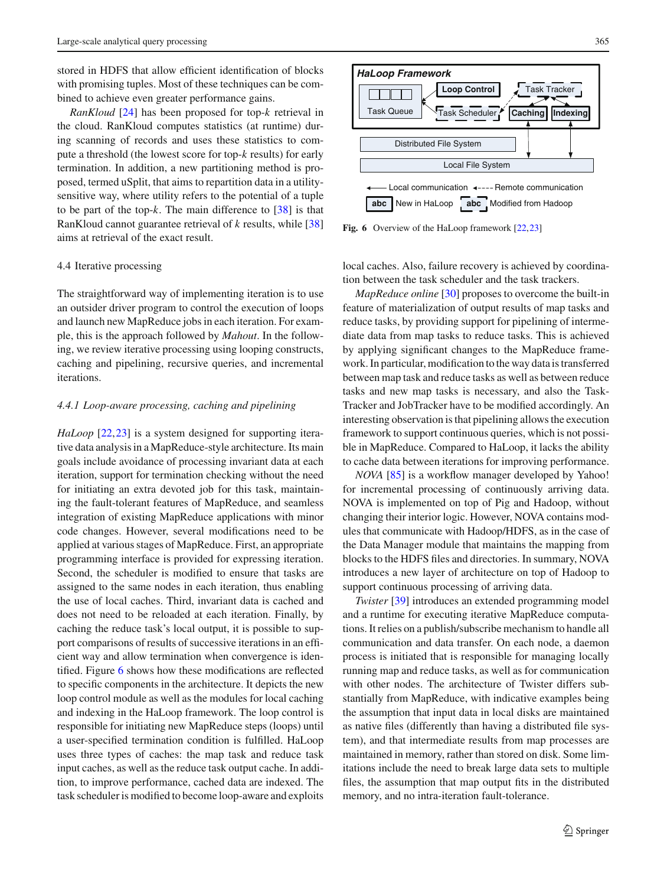stored in HDFS that allow efficient identification of blocks with promising tuples. Most of these techniques can be combined to achieve even greater performance gains.

*RanKloud* [24] has been proposed for top-$k$ retrieval in the cloud. RanKloud computes statistics (at runtime) during scanning of records and uses these statistics to compute a threshold (the lowest score for top-$k$ results) for early termination. In addition, a new partitioning method is proposed, termed uSplit, that aims to repartition data in a utility-sensitive way, where utility refers to the potential of a tuple to be part of the top-$k$. The main difference to [38] is that RanKloud cannot guarantee retrieval of $k$ results, while [38] aims at retrieval of the exact result.

### 4.4 Iterative processing

The straightforward way of implementing iteration is to use an outsider driver program to control the execution of loops and launch new MapReduce jobs in each iteration. For example, this is the approach followed by *Mahout*. In the following, we review iterative processing using looping constructs, caching and pipelining, recursive queries, and incremental iterations.

#### *4.4.1 Loop-aware processing, caching and pipelining*

*HaLoop* [22,23] is a system designed for supporting iterative data analysis in a MapReduce-style architecture. Its main goals include avoidance of processing invariant data at each iteration, support for termination checking without the need for initiating an extra devoted job for this task, maintaining the fault-tolerant features of MapReduce, and seamless integration of existing MapReduce applications with minor code changes. However, several modifications need to be applied at various stages of MapReduce. First, an appropriate programming interface is provided for expressing iteration. Second, the scheduler is modified to ensure that tasks are assigned to the same nodes in each iteration, thus enabling the use of local caches. Third, invariant data is cached and does not need to be reloaded at each iteration. Finally, by caching the reduce task's local output, it is possible to support comparisons of results of successive iterations in an efficient way and allow termination when convergence is identified. Figure 6 shows how these modifications are reflected to specific components in the architecture. It depicts the new loop control module as well as the modules for local caching and indexing in the HaLoop framework. The loop control is responsible for initiating new MapReduce steps (loops) until a user-specified termination condition is fulfilled. HaLoop uses three types of caches: the map task and reduce task input caches, as well as the reduce task output cache. In addition, to improve performance, cached data are indexed. The task scheduler is modified to become loop-aware and exploits local caches. Also, failure recovery is achieved by coordination between the task scheduler and the task trackers.

**Fig. 6** Overview of the HaLoop framework [22,23]

*MapReduce online* [30] proposes to overcome the built-in feature of materialization of output results of map tasks and reduce tasks, by providing support for pipelining of intermediate data from map tasks to reduce tasks. This is achieved by applying significant changes to the MapReduce framework. In particular, modification to the way data is transferred between map task and reduce tasks as well as between reduce tasks and new map tasks is necessary, and also the TaskTracker and JobTracker have to be modified accordingly. An interesting observation is that pipelining allows the execution framework to support continuous queries, which is not possible in MapReduce. Compared to HaLoop, it lacks the ability to cache data between iterations for improving performance.

*NOVA* [85] is a workflow manager developed by Yahoo! for incremental processing of continuously arriving data. NOVA is implemented on top of Pig and Hadoop, without changing their interior logic. However, NOVA contains modules that communicate with Hadoop/HDFS, as in the case of the Data Manager module that maintains the mapping from blocks to the HDFS files and directories. In summary, NOVA introduces a new layer of architecture on top of Hadoop to support continuous processing of arriving data.

*Twister* [39] introduces an extended programming model and a runtime for executing iterative MapReduce computations. It relies on a publish/subscribe mechanism to handle all communication and data transfer. On each node, a daemon process is initiated that is responsible for managing locally running map and reduce tasks, as well as for communication with other nodes. The architecture of Twister differs substantially from MapReduce, with indicative examples being the assumption that input data in local disks are maintained as native files (differently than having a distributed file system), and that intermediate results from map processes are maintained in memory, rather than stored on disk. Some limitations include the need to break large data sets to multiple files, the assumption that map output fits in the distributed memory, and no intra-iteration fault-tolerance.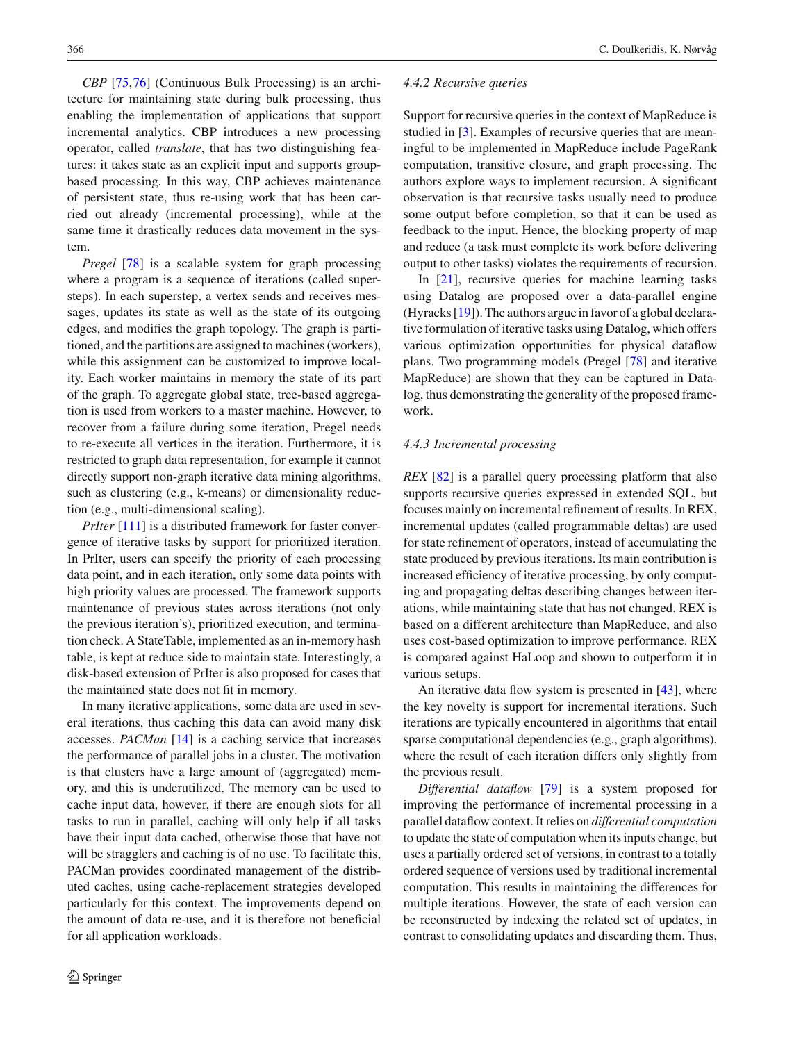*CBP* [75,76] (Continuous Bulk Processing) is an architecture for maintaining state during bulk processing, thus enabling the implementation of applications that support incremental analytics. CBP introduces a new processing operator, called *translate*, that has two distinguishing features: it takes state as an explicit input and supports group-based processing. In this way, CBP achieves maintenance of persistent state, thus re-using work that has been carried out already (incremental processing), while at the same time it drastically reduces data movement in the system.

*Pregel* [78] is a scalable system for graph processing where a program is a sequence of iterations (called supersteps). In each superstep, a vertex sends and receives messages, updates its state as well as the state of its outgoing edges, and modifies the graph topology. The graph is partitioned, and the partitions are assigned to machines (workers), while this assignment can be customized to improve locality. Each worker maintains in memory the state of its part of the graph. To aggregate global state, tree-based aggregation is used from workers to a master machine. However, to recover from a failure during some iteration, Pregel needs to re-execute all vertices in the iteration. Furthermore, it is restricted to graph data representation, for example it cannot directly support non-graph iterative data mining algorithms, such as clustering (e.g., k-means) or dimensionality reduction (e.g., multi-dimensional scaling).

*PrIter* [111] is a distributed framework for faster convergence of iterative tasks by support for prioritized iteration. In PrIter, users can specify the priority of each processing data point, and in each iteration, only some data points with high priority values are processed. The framework supports maintenance of previous states across iterations (not only the previous iteration's), prioritized execution, and termination check. A StateTable, implemented as an in-memory hash table, is kept at reduce side to maintain state. Interestingly, a disk-based extension of PrIter is also proposed for cases that the maintained state does not fit in memory.

In many iterative applications, some data are used in several iterations, thus caching this data can avoid many disk accesses. *PACMan* [14] is a caching service that increases the performance of parallel jobs in a cluster. The motivation is that clusters have a large amount of (aggregated) memory, and this is underutilized. The memory can be used to cache input data, however, if there are enough slots for all tasks to run in parallel, caching will only help if all tasks have their input data cached, otherwise those that have not will be stragglers and caching is of no use. To facilitate this, PACMan provides coordinated management of the distributed caches, using cache-replacement strategies developed particularly for this context. The improvements depend on the amount of data re-use, and it is therefore not beneficial for all application workloads.

#### 4.4.2 Recursive queries

Support for recursive queries in the context of MapReduce is studied in [3]. Examples of recursive queries that are meaningful to be implemented in MapReduce include PageRank computation, transitive closure, and graph processing. The authors explore ways to implement recursion. A significant observation is that recursive tasks usually need to produce some output before completion, so that it can be used as feedback to the input. Hence, the blocking property of map and reduce (a task must complete its work before delivering output to other tasks) violates the requirements of recursion.

In [21], recursive queries for machine learning tasks using Datalog are proposed over a data-parallel engine (Hyracks [19]). The authors argue in favor of a global declarative formulation of iterative tasks using Datalog, which offers various optimization opportunities for physical dataflow plans. Two programming models (Pregel [78] and iterative MapReduce) are shown that they can be captured in Datalog, thus demonstrating the generality of the proposed framework.

#### 4.4.3 Incremental processing

*REX* [82] is a parallel query processing platform that also supports recursive queries expressed in extended SQL, but focuses mainly on incremental refinement of results. In REX, incremental updates (called programmable deltas) are used for state refinement of operators, instead of accumulating the state produced by previous iterations. Its main contribution is increased efficiency of iterative processing, by only computing and propagating deltas describing changes between iterations, while maintaining state that has not changed. REX is based on a different architecture than MapReduce, and also uses cost-based optimization to improve performance. REX is compared against HaLoop and shown to outperform it in various setups.

An iterative data flow system is presented in [43], where the key novelty is support for incremental iterations. Such iterations are typically encountered in algorithms that entail sparse computational dependencies (e.g., graph algorithms), where the result of each iteration differs only slightly from the previous result.

*Differential dataflow* [79] is a system proposed for improving the performance of incremental processing in a parallel dataflow context. It relies on *differential computation* to update the state of computation when its inputs change, but uses a partially ordered set of versions, in contrast to a totally ordered sequence of versions used by traditional incremental computation. This results in maintaining the differences for multiple iterations. However, the state of each version can be reconstructed by indexing the related set of updates, in contrast to consolidating updates and discarding them. Thus,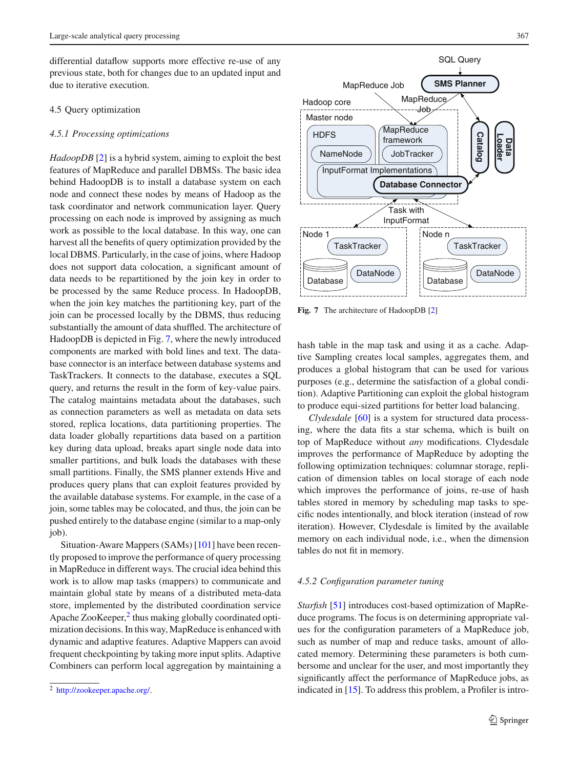differential dataflow supports more effective re-use of any previous state, both for changes due to an updated input and due to iterative execution.

## 4.5 Query optimization

### *4.5.1 Processing optimizations*

*HadoopDB* [2] is a hybrid system, aiming to exploit the best features of MapReduce and parallel DBMSs. The basic idea behind HadoopDB is to install a database system on each node and connect these nodes by means of Hadoop as the task coordinator and network communication layer. Query processing on each node is improved by assigning as much work as possible to the local database. In this way, one can harvest all the benefits of query optimization provided by the local DBMS. Particularly, in the case of joins, where Hadoop does not support data colocation, a significant amount of data needs to be repartitioned by the join key in order to be processed by the same Reduce process. In HadoopDB, when the join key matches the partitioning key, part of the join can be processed locally by the DBMS, thus reducing substantially the amount of data shuffled. The architecture of HadoopDB is depicted in Fig. 7, where the newly introduced components are marked with bold lines and text. The database connector is an interface between database systems and TaskTrackers. It connects to the database, executes a SQL query, and returns the result in the form of key-value pairs. The catalog maintains metadata about the databases, such as connection parameters as well as metadata on data sets stored, replica locations, data partitioning properties. The data loader globally repartitions data based on a partition key during data upload, breaks apart single node data into smaller partitions, and bulk loads the databases with these small partitions. Finally, the SMS planner extends Hive and produces query plans that can exploit features provided by the available database systems. For example, in the case of a join, some tables may be colocated, and thus, the join can be pushed entirely to the database engine (similar to a map-only job).

Situation-Aware Mappers (SAMs) [101] have been recently proposed to improve the performance of query processing in MapReduce in different ways. The crucial idea behind this work is to allow map tasks (mappers) to communicate and maintain global state by means of a distributed meta-data store, implemented by the distributed coordination service Apache ZooKeeper,[2] thus making globally coordinated optimization decisions. In this way, MapReduce is enhanced with dynamic and adaptive features. Adaptive Mappers can avoid frequent checkpointing by taking more input splits. Adaptive Combiners can perform local aggregation by maintaining a hash table in the map task and using it as a cache. Adaptive Sampling creates local samples, aggregates them, and produces a global histogram that can be used for various purposes (e.g., determine the satisfaction of a global condition). Adaptive Partitioning can exploit the global histogram to produce equi-sized partitions for better load balancing.

SQL Query
SMS Planner
MapReduce Job
MapReduce Job
Hadoop core
Master node
HDFS
NameNode
MapReduce framework
JobTracker
InputFormat Implementations
Database Connector
Catalog
Data Loader
Task with InputFormat
Node 1
TaskTracker
Database
DataNode
Node n
TaskTracker
Database
DataNode

**Fig. 7** The architecture of HadoopDB [2]

*Clydesdale* [60] is a system for structured data processing, where the data fits a star schema, which is built on top of MapReduce without *any* modifications. Clydesdale improves the performance of MapReduce by adopting the following optimization techniques: columnar storage, replication of dimension tables on local storage of each node which improves the performance of joins, re-use of hash tables stored in memory by scheduling map tasks to specific nodes intentionally, and block iteration (instead of row iteration). However, Clydesdale is limited by the available memory on each individual node, i.e., when the dimension tables do not fit in memory.

### *4.5.2 Configuration parameter tuning*

*Starfish* [51] introduces cost-based optimization of MapReduce programs. The focus is on determining appropriate values for the configuration parameters of a MapReduce job, such as number of map and reduce tasks, amount of allocated memory. Determining these parameters is both cumbersome and unclear for the user, and most importantly they significantly affect the performance of MapReduce jobs, as indicated in [15]. To address this problem, a Profiler is intro-

[2] http://zookeeper.apache.org/.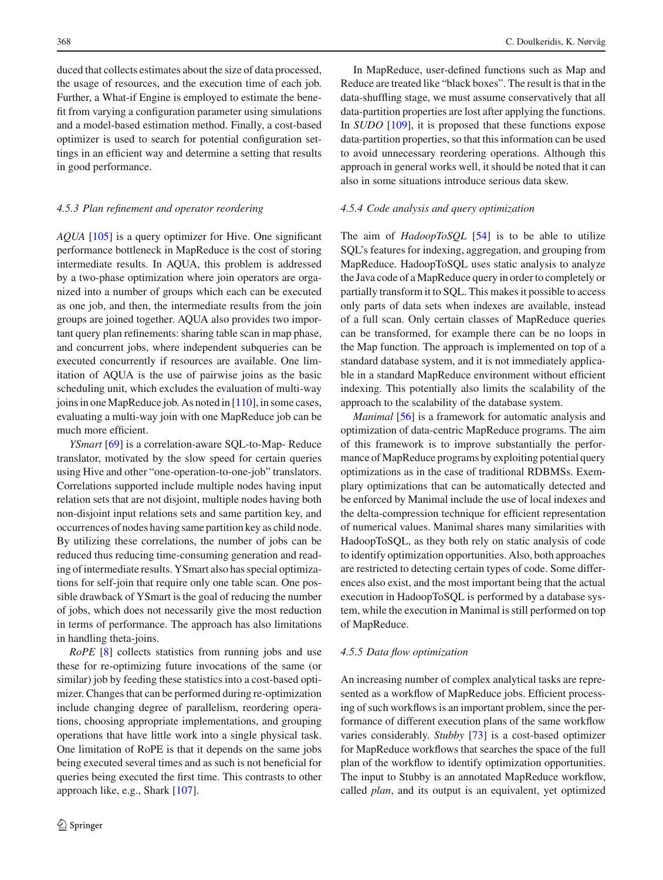duced that collects estimates about the size of data processed, the usage of resources, and the execution time of each job. Further, a What-if Engine is employed to estimate the benefit from varying a configuration parameter using simulations and a model-based estimation method. Finally, a cost-based optimizer is used to search for potential configuration settings in an efficient way and determine a setting that results in good performance.

#### *4.5.3 Plan refinement and operator reordering*

*AQUA* [105] is a query optimizer for Hive. One significant performance bottleneck in MapReduce is the cost of storing intermediate results. In AQUA, this problem is addressed by a two-phase optimization where join operators are organized into a number of groups which each can be executed as one job, and then, the intermediate results from the join groups are joined together. AQUA also provides two important query plan refinements: sharing table scan in map phase, and concurrent jobs, where independent subqueries can be executed concurrently if resources are available. One limitation of AQUA is the use of pairwise joins as the basic scheduling unit, which excludes the evaluation of multi-way joins in one MapReduce job. As noted in [110], in some cases, evaluating a multi-way join with one MapReduce job can be much more efficient.

*YSmart* [69] is a correlation-aware SQL-to-Map- Reduce translator, motivated by the slow speed for certain queries using Hive and other "one-operation-to-one-job" translators. Correlations supported include multiple nodes having input relation sets that are not disjoint, multiple nodes having both non-disjoint input relations sets and same partition key, and occurrences of nodes having same partition key as child node. By utilizing these correlations, the number of jobs can be reduced thus reducing time-consuming generation and reading of intermediate results. YSmart also has special optimizations for self-join that require only one table scan. One possible drawback of YSmart is the goal of reducing the number of jobs, which does not necessarily give the most reduction in terms of performance. The approach has also limitations in handling theta-joins.

*RoPE* [8] collects statistics from running jobs and use these for re-optimizing future invocations of the same (or similar) job by feeding these statistics into a cost-based optimizer. Changes that can be performed during re-optimization include changing degree of parallelism, reordering operations, choosing appropriate implementations, and grouping operations that have little work into a single physical task. One limitation of RoPE is that it depends on the same jobs being executed several times and as such is not beneficial for queries being executed the first time. This contrasts to other approach like, e.g., Shark [107].

In MapReduce, user-defined functions such as Map and Reduce are treated like "black boxes". The result is that in the data-shuffling stage, we must assume conservatively that all data-partition properties are lost after applying the functions. In *SUDO* [109], it is proposed that these functions expose data-partition properties, so that this information can be used to avoid unnecessary reordering operations. Although this approach in general works well, it should be noted that it can also in some situations introduce serious data skew.

#### *4.5.4 Code analysis and query optimization*

The aim of *HadoopToSQL* [54] is to be able to utilize SQL's features for indexing, aggregation, and grouping from MapReduce. HadoopToSQL uses static analysis to analyze the Java code of a MapReduce query in order to completely or partially transform it to SQL. This makes it possible to access only parts of data sets when indexes are available, instead of a full scan. Only certain classes of MapReduce queries can be transformed, for example there can be no loops in the Map function. The approach is implemented on top of a standard database system, and it is not immediately applicable in a standard MapReduce environment without efficient indexing. This potentially also limits the scalability of the approach to the scalability of the database system.

*Manimal* [56] is a framework for automatic analysis and optimization of data-centric MapReduce programs. The aim of this framework is to improve substantially the performance of MapReduce programs by exploiting potential query optimizations as in the case of traditional RDBMSs. Exemplary optimizations that can be automatically detected and be enforced by Manimal include the use of local indexes and the delta-compression technique for efficient representation of numerical values. Manimal shares many similarities with HadoopToSQL, as they both rely on static analysis of code to identify optimization opportunities. Also, both approaches are restricted to detecting certain types of code. Some differences also exist, and the most important being that the actual execution in HadoopToSQL is performed by a database system, while the execution in Manimal is still performed on top of MapReduce.

#### *4.5.5 Data flow optimization*

An increasing number of complex analytical tasks are represented as a workflow of MapReduce jobs. Efficient processing of such workflows is an important problem, since the performance of different execution plans of the same workflow varies considerably. *Stubby* [73] is a cost-based optimizer for MapReduce workflows that searches the space of the full plan of the workflow to identify optimization opportunities. The input to Stubby is an annotated MapReduce workflow, called *plan*, and its output is an equivalent, yet optimized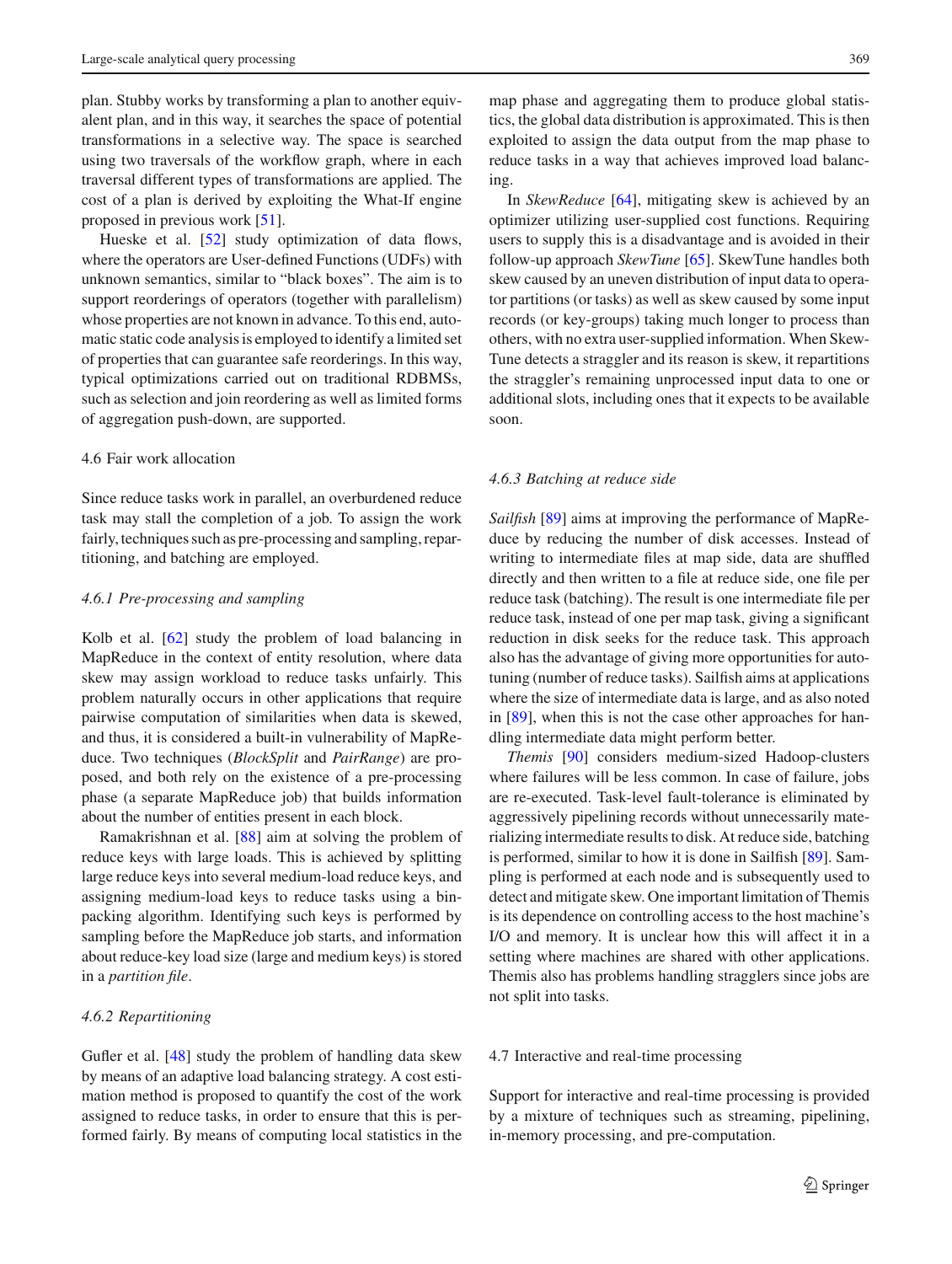plan. Stubby works by transforming a plan to another equivalent plan, and in this way, it searches the space of potential transformations in a selective way. The space is searched using two traversals of the workflow graph, where in each traversal different types of transformations are applied. The cost of a plan is derived by exploiting the What-If engine proposed in previous work [51].

Hueske et al. [52] study optimization of data flows, where the operators are User-defined Functions (UDFs) with unknown semantics, similar to "black boxes". The aim is to support reorderings of operators (together with parallelism) whose properties are not known in advance. To this end, automatic static code analysis is employed to identify a limited set of properties that can guarantee safe reorderings. In this way, typical optimizations carried out on traditional RDBMSs, such as selection and join reordering as well as limited forms of aggregation push-down, are supported.

## 4.6 Fair work allocation

Since reduce tasks work in parallel, an overburdened reduce task may stall the completion of a job. To assign the work fairly, techniques such as pre-processing and sampling, repartitioning, and batching are employed.

### *4.6.1 Pre-processing and sampling*

Kolb et al. [62] study the problem of load balancing in MapReduce in the context of entity resolution, where data skew may assign workload to reduce tasks unfairly. This problem naturally occurs in other applications that require pairwise computation of similarities when data is skewed, and thus, it is considered a built-in vulnerability of MapReduce. Two techniques (*BlockSplit* and *PairRange*) are proposed, and both rely on the existence of a pre-processing phase (a separate MapReduce job) that builds information about the number of entities present in each block.

Ramakrishnan et al. [88] aim at solving the problem of reduce keys with large loads. This is achieved by splitting large reduce keys into several medium-load reduce keys, and assigning medium-load keys to reduce tasks using a bin-packing algorithm. Identifying such keys is performed by sampling before the MapReduce job starts, and information about reduce-key load size (large and medium keys) is stored in a *partition file*.

### *4.6.2 Repartitioning*

Gufler et al. [48] study the problem of handling data skew by means of an adaptive load balancing strategy. A cost estimation method is proposed to quantify the cost of the work assigned to reduce tasks, in order to ensure that this is performed fairly. By means of computing local statistics in the map phase and aggregating them to produce global statistics, the global data distribution is approximated. This is then exploited to assign the data output from the map phase to reduce tasks in a way that achieves improved load balancing.

In *SkewReduce* [64], mitigating skew is achieved by an optimizer utilizing user-supplied cost functions. Requiring users to supply this is a disadvantage and is avoided in their follow-up approach *SkewTune* [65]. SkewTune handles both skew caused by an uneven distribution of input data to operator partitions (or tasks) as well as skew caused by some input records (or key-groups) taking much longer to process than others, with no extra user-supplied information. When SkewTune detects a straggler and its reason is skew, it repartitions the straggler's remaining unprocessed input data to one or additional slots, including ones that it expects to be available soon.

### *4.6.3 Batching at reduce side*

*Sailfish* [89] aims at improving the performance of MapReduce by reducing the number of disk accesses. Instead of writing to intermediate files at map side, data are shuffled directly and then written to a file at reduce side, one file per reduce task (batching). The result is one intermediate file per reduce task, instead of one per map task, giving a significant reduction in disk seeks for the reduce task. This approach also has the advantage of giving more opportunities for auto-tuning (number of reduce tasks). Sailfish aims at applications where the size of intermediate data is large, and as also noted in [89], when this is not the case other approaches for handling intermediate data might perform better.

*Themis* [90] considers medium-sized Hadoop-clusters where failures will be less common. In case of failure, jobs are re-executed. Task-level fault-tolerance is eliminated by aggressively pipelining records without unnecessarily materializing intermediate results to disk. At reduce side, batching is performed, similar to how it is done in Sailfish [89]. Sampling is performed at each node and is subsequently used to detect and mitigate skew. One important limitation of Themis is its dependence on controlling access to the host machine's I/O and memory. It is unclear how this will affect it in a setting where machines are shared with other applications. Themis also has problems handling stragglers since jobs are not split into tasks.

## 4.7 Interactive and real-time processing

Support for interactive and real-time processing is provided by a mixture of techniques such as streaming, pipelining, in-memory processing, and pre-computation.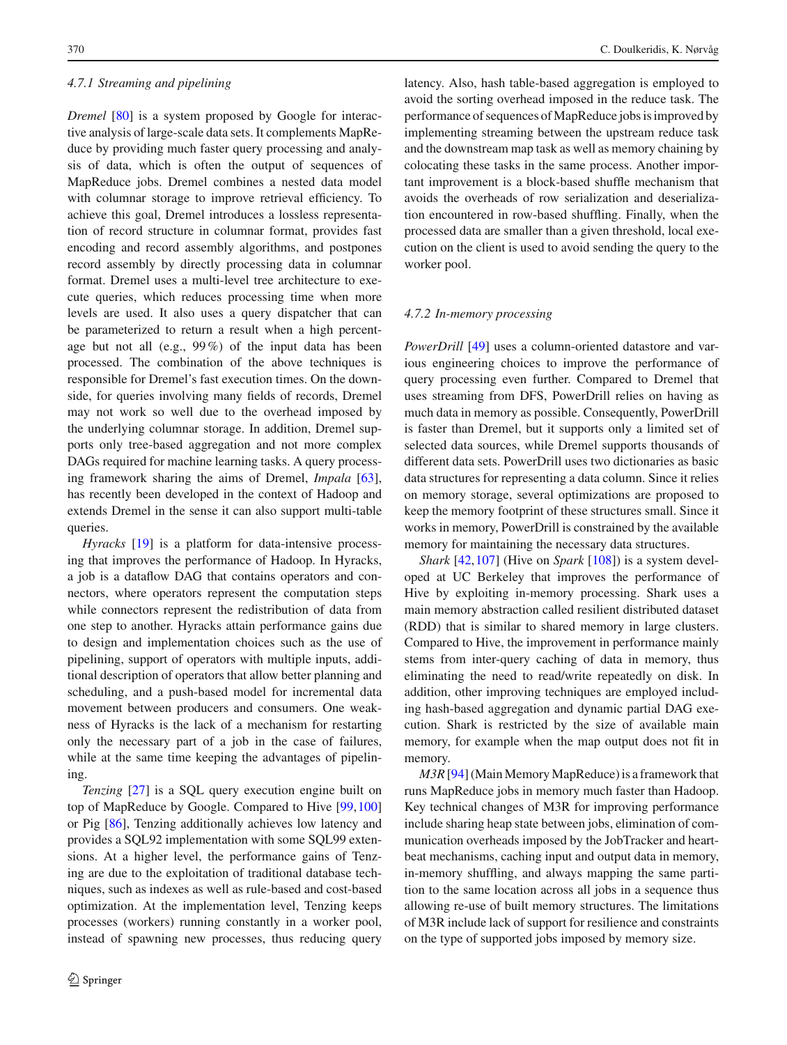#### 4.7.1 Streaming and pipelining

*Dremel* [80] is a system proposed by Google for interactive analysis of large-scale data sets. It complements MapReduce by providing much faster query processing and analysis of data, which is often the output of sequences of MapReduce jobs. Dremel combines a nested data model with columnar storage to improve retrieval efficiency. To achieve this goal, Dremel introduces a lossless representation of record structure in columnar format, provides fast encoding and record assembly algorithms, and postpones record assembly by directly processing data in columnar format. Dremel uses a multi-level tree architecture to execute queries, which reduces processing time when more levels are used. It also uses a query dispatcher that can be parameterized to return a result when a high percentage but not all (e.g., 99 %) of the input data has been processed. The combination of the above techniques is responsible for Dremel's fast execution times. On the downside, for queries involving many fields of records, Dremel may not work so well due to the overhead imposed by the underlying columnar storage. In addition, Dremel supports only tree-based aggregation and not more complex DAGs required for machine learning tasks. A query processing framework sharing the aims of Dremel, *Impala* [63], has recently been developed in the context of Hadoop and extends Dremel in the sense it can also support multi-table queries.

*Hyracks* [19] is a platform for data-intensive processing that improves the performance of Hadoop. In Hyracks, a job is a dataflow DAG that contains operators and connectors, where operators represent the computation steps while connectors represent the redistribution of data from one step to another. Hyracks attain performance gains due to design and implementation choices such as the use of pipelining, support of operators with multiple inputs, additional description of operators that allow better planning and scheduling, and a push-based model for incremental data movement between producers and consumers. One weakness of Hyracks is the lack of a mechanism for restarting only the necessary part of a job in the case of failures, while at the same time keeping the advantages of pipelining.

*Tenzing* [27] is a SQL query execution engine built on top of MapReduce by Google. Compared to Hive [99,100] or Pig [86], Tenzing additionally achieves low latency and provides a SQL92 implementation with some SQL99 extensions. At a higher level, the performance gains of Tenzing are due to the exploitation of traditional database techniques, such as indexes as well as rule-based and cost-based optimization. At the implementation level, Tenzing keeps processes (workers) running constantly in a worker pool, instead of spawning new processes, thus reducing query latency. Also, hash table-based aggregation is employed to avoid the sorting overhead imposed in the reduce task. The performance of sequences of MapReduce jobs is improved by implementing streaming between the upstream reduce task and the downstream map task as well as memory chaining by colocating these tasks in the same process. Another important improvement is a block-based shuffle mechanism that avoids the overheads of row serialization and deserialization encountered in row-based shuffling. Finally, when the processed data are smaller than a given threshold, local execution on the client is used to avoid sending the query to the worker pool.

#### 4.7.2 In-memory processing

*PowerDrill* [49] uses a column-oriented datastore and various engineering choices to improve the performance of query processing even further. Compared to Dremel that uses streaming from DFS, PowerDrill relies on having as much data in memory as possible. Consequently, PowerDrill is faster than Dremel, but it supports only a limited set of selected data sources, while Dremel supports thousands of different data sets. PowerDrill uses two dictionaries as basic data structures for representing a data column. Since it relies on memory storage, several optimizations are proposed to keep the memory footprint of these structures small. Since it works in memory, PowerDrill is constrained by the available memory for maintaining the necessary data structures.

*Shark* [42,107] (Hive on *Spark* [108]) is a system developed at UC Berkeley that improves the performance of Hive by exploiting in-memory processing. Shark uses a main memory abstraction called resilient distributed dataset (RDD) that is similar to shared memory in large clusters. Compared to Hive, the improvement in performance mainly stems from inter-query caching of data in memory, thus eliminating the need to read/write repeatedly on disk. In addition, other improving techniques are employed including hash-based aggregation and dynamic partial DAG execution. Shark is restricted by the size of available main memory, for example when the map output does not fit in memory.

*M3R* [94] (Main Memory MapReduce) is a framework that runs MapReduce jobs in memory much faster than Hadoop. Key technical changes of M3R for improving performance include sharing heap state between jobs, elimination of communication overheads imposed by the JobTracker and heartbeat mechanisms, caching input and output data in memory, in-memory shuffling, and always mapping the same partition to the same location across all jobs in a sequence thus allowing re-use of built memory structures. The limitations of M3R include lack of support for resilience and constraints on the type of supported jobs imposed by memory size.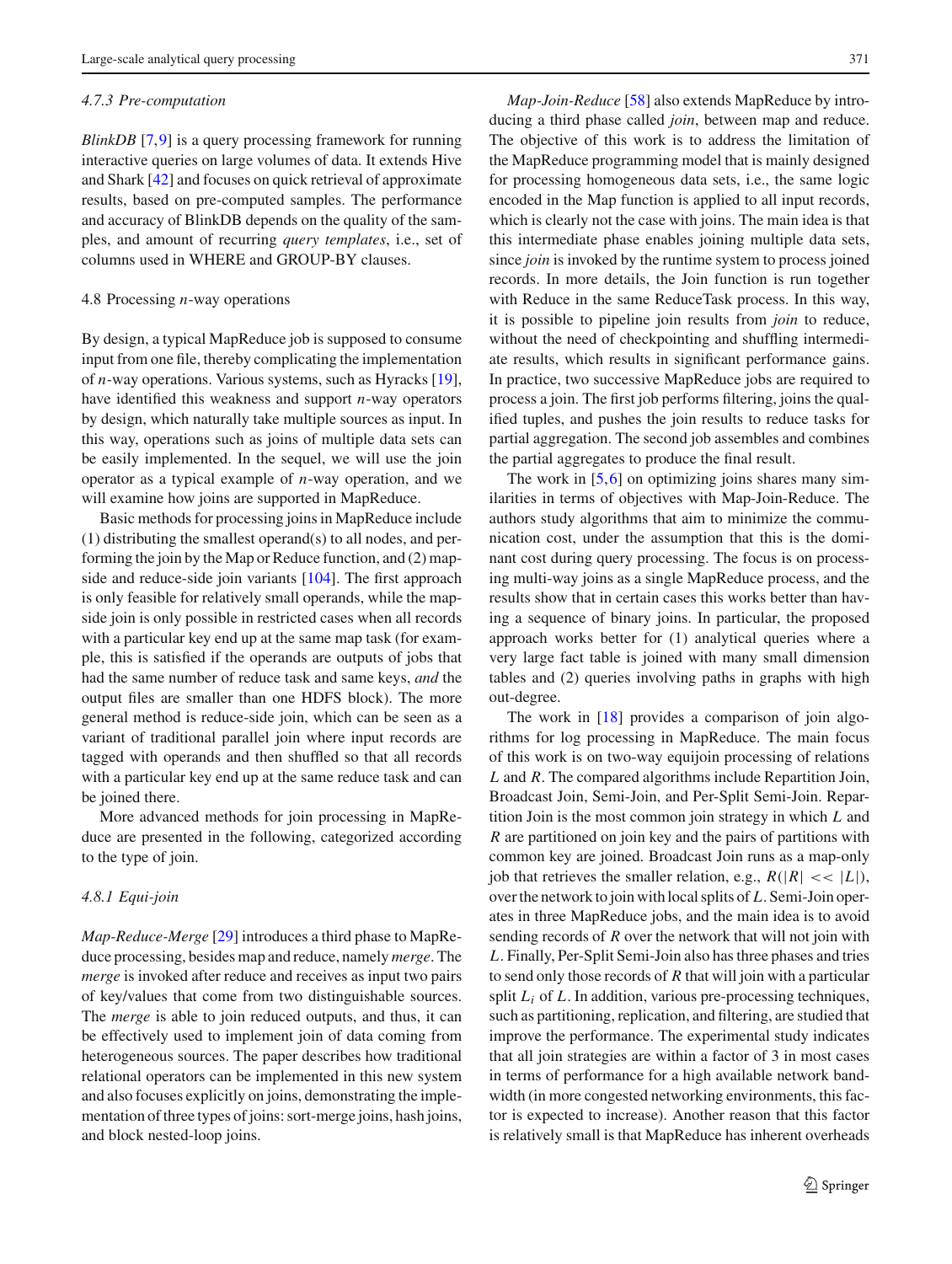#### 4.7.3 Pre-computation

*BlinkDB* [7,9] is a query processing framework for running interactive queries on large volumes of data. It extends Hive and Shark [42] and focuses on quick retrieval of approximate results, based on pre-computed samples. The performance and accuracy of BlinkDB depends on the quality of the samples, and amount of recurring *query templates*, i.e., set of columns used in WHERE and GROUP-BY clauses.

### 4.8 Processing *n*-way operations

By design, a typical MapReduce job is supposed to consume input from one file, thereby complicating the implementation of *n*-way operations. Various systems, such as Hyracks [19], have identified this weakness and support *n*-way operators by design, which naturally take multiple sources as input. In this way, operations such as joins of multiple data sets can be easily implemented. In the sequel, we will use the join operator as a typical example of *n*-way operation, and we will examine how joins are supported in MapReduce.

Basic methods for processing joins in MapReduce include (1) distributing the smallest operand(s) to all nodes, and performing the join by the Map or Reduce function, and (2) map-side and reduce-side join variants [104]. The first approach is only feasible for relatively small operands, while the map-side join is only possible in restricted cases when all records with a particular key end up at the same map task (for example, this is satisfied if the operands are outputs of jobs that had the same number of reduce task and same keys, *and* the output files are smaller than one HDFS block). The more general method is reduce-side join, which can be seen as a variant of traditional parallel join where input records are tagged with operands and then shuffled so that all records with a particular key end up at the same reduce task and can be joined there.

More advanced methods for join processing in MapReduce are presented in the following, categorized according to the type of join.

#### 4.8.1 Equi-join

*Map-Reduce-Merge* [29] introduces a third phase to MapReduce processing, besides map and reduce, namely *merge*. The *merge* is invoked after reduce and receives as input two pairs of key/values that come from two distinguishable sources. The *merge* is able to join reduced outputs, and thus, it can be effectively used to implement join of data coming from heterogeneous sources. The paper describes how traditional relational operators can be implemented in this new system and also focuses explicitly on joins, demonstrating the implementation of three types of joins: sort-merge joins, hash joins, and block nested-loop joins.

*Map-Join-Reduce* [58] also extends MapReduce by introducing a third phase called *join*, between map and reduce. The objective of this work is to address the limitation of the MapReduce programming model that is mainly designed for processing homogeneous data sets, i.e., the same logic encoded in the Map function is applied to all input records, which is clearly not the case with joins. The main idea is that this intermediate phase enables joining multiple data sets, since *join* is invoked by the runtime system to process joined records. In more details, the Join function is run together with Reduce in the same ReduceTask process. In this way, it is possible to pipeline join results from *join* to reduce, without the need of checkpointing and shuffling intermediate results, which results in significant performance gains. In practice, two successive MapReduce jobs are required to process a join. The first job performs filtering, joins the qualified tuples, and pushes the join results to reduce tasks for partial aggregation. The second job assembles and combines the partial aggregates to produce the final result.

The work in [5,6] on optimizing joins shares many similarities in terms of objectives with Map-Join-Reduce. The authors study algorithms that aim to minimize the communication cost, under the assumption that this is the dominant cost during query processing. The focus is on processing multi-way joins as a single MapReduce process, and the results show that in certain cases this works better than having a sequence of binary joins. In particular, the proposed approach works better for (1) analytical queries where a very large fact table is joined with many small dimension tables and (2) queries involving paths in graphs with high out-degree.

The work in [18] provides a comparison of join algorithms for log processing in MapReduce. The main focus of this work is on two-way equijoin processing of relations $L$ and $R$. The compared algorithms include Repartition Join, Broadcast Join, Semi-Join, and Per-Split Semi-Join. Repartition Join is the most common join strategy in which $L$ and $R$ are partitioned on join key and the pairs of partitions with common key are joined. Broadcast Join runs as a map-only job that retrieves the smaller relation, e.g., $R(|R| << |L|)$, over the network to join with local splits of $L$. Semi-Join operates in three MapReduce jobs, and the main idea is to avoid sending records of $R$ over the network that will not join with $L$. Finally, Per-Split Semi-Join also has three phases and tries to send only those records of $R$ that will join with a particular split $L_i$ of $L$. In addition, various pre-processing techniques, such as partitioning, replication, and filtering, are studied that improve the performance. The experimental study indicates that all join strategies are within a factor of 3 in most cases in terms of performance for a high available network bandwidth (in more congested networking environments, this factor is expected to increase). Another reason that this factor is relatively small is that MapReduce has inherent overheads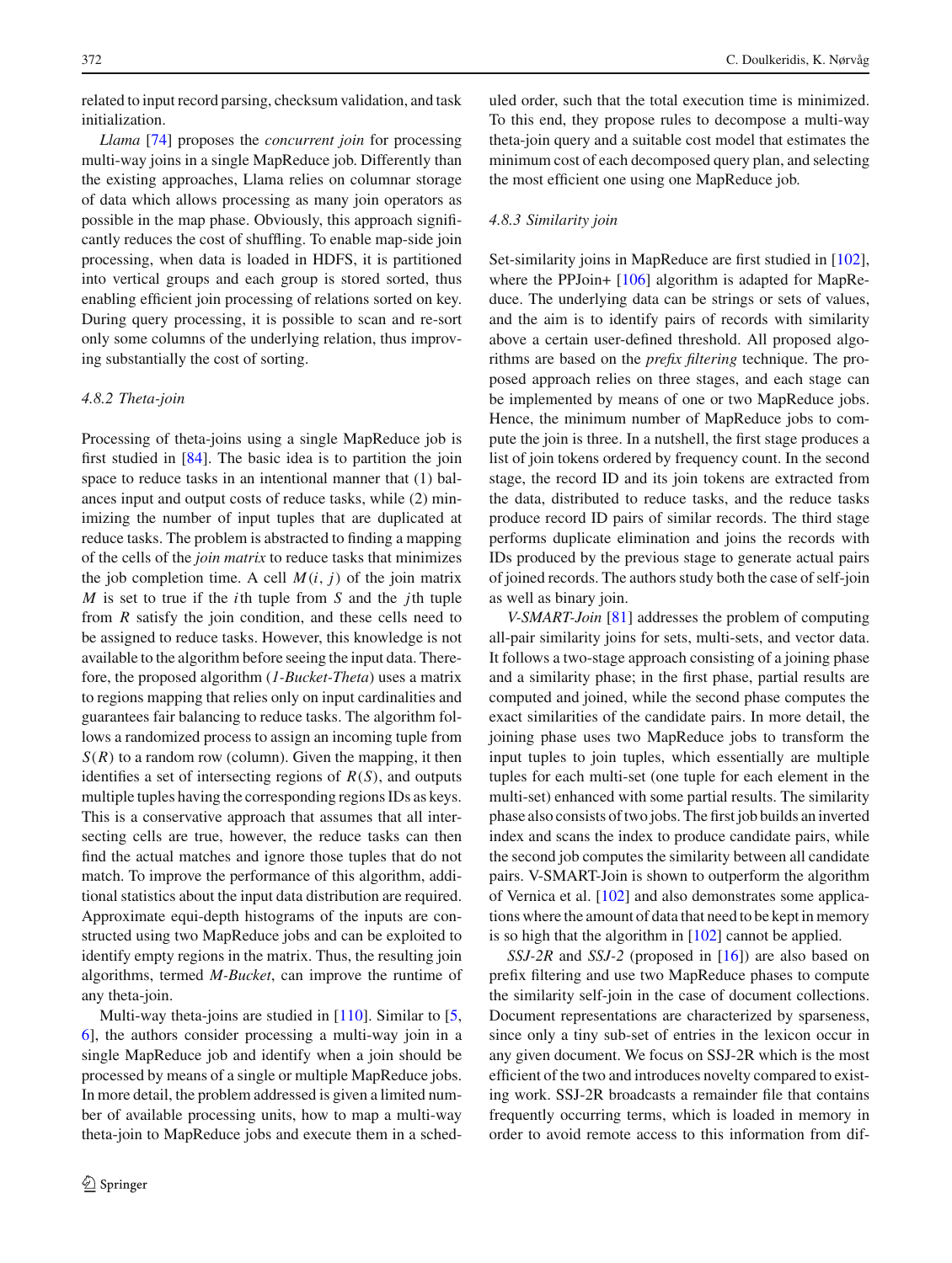related to input record parsing, checksum validation, and task initialization.

*Llama* [74] proposes the *concurrent join* for processing multi-way joins in a single MapReduce job. Differently than the existing approaches, Llama relies on columnar storage of data which allows processing as many join operators as possible in the map phase. Obviously, this approach significantly reduces the cost of shuffling. To enable map-side join processing, when data is loaded in HDFS, it is partitioned into vertical groups and each group is stored sorted, thus enabling efficient join processing of relations sorted on key. During query processing, it is possible to scan and re-sort only some columns of the underlying relation, thus improving substantially the cost of sorting.

#### 4.8.2 Theta-join

Processing of theta-joins using a single MapReduce job is first studied in [84]. The basic idea is to partition the join space to reduce tasks in an intentional manner that (1) balances input and output costs of reduce tasks, while (2) minimizing the number of input tuples that are duplicated at reduce tasks. The problem is abstracted to finding a mapping of the cells of the *join matrix* to reduce tasks that minimizes the job completion time. A cell $M(i, j)$ of the join matrix $M$ is set to true if the $i$th tuple from $S$ and the $j$th tuple from $R$ satisfy the join condition, and these cells need to be assigned to reduce tasks. However, this knowledge is not available to the algorithm before seeing the input data. Therefore, the proposed algorithm (*1-Bucket-Theta*) uses a matrix to regions mapping that relies only on input cardinalities and guarantees fair balancing to reduce tasks. The algorithm follows a randomized process to assign an incoming tuple from $S(R)$ to a random row (column). Given the mapping, it then identifies a set of intersecting regions of $R(S)$, and outputs multiple tuples having the corresponding regions IDs as keys. This is a conservative approach that assumes that all intersecting cells are true, however, the reduce tasks can then find the actual matches and ignore those tuples that do not match. To improve the performance of this algorithm, additional statistics about the input data distribution are required. Approximate equi-depth histograms of the inputs are constructed using two MapReduce jobs and can be exploited to identify empty regions in the matrix. Thus, the resulting join algorithms, termed *M-Bucket*, can improve the runtime of any theta-join.

Multi-way theta-joins are studied in [110]. Similar to [5, 6], the authors consider processing a multi-way join in a single MapReduce job and identify when a join should be processed by means of a single or multiple MapReduce jobs. In more detail, the problem addressed is given a limited number of available processing units, how to map a multi-way theta-join to MapReduce jobs and execute them in a scheduled order, such that the total execution time is minimized. To this end, they propose rules to decompose a multi-way theta-join query and a suitable cost model that estimates the minimum cost of each decomposed query plan, and selecting the most efficient one using one MapReduce job.

#### 4.8.3 Similarity join

Set-similarity joins in MapReduce are first studied in [102], where the PPJoin+ [106] algorithm is adapted for MapReduce. The underlying data can be strings or sets of values, and the aim is to identify pairs of records with similarity above a certain user-defined threshold. All proposed algorithms are based on the *prefix filtering* technique. The proposed approach relies on three stages, and each stage can be implemented by means of one or two MapReduce jobs. Hence, the minimum number of MapReduce jobs to compute the join is three. In a nutshell, the first stage produces a list of join tokens ordered by frequency count. In the second stage, the record ID and its join tokens are extracted from the data, distributed to reduce tasks, and the reduce tasks produce record ID pairs of similar records. The third stage performs duplicate elimination and joins the records with IDs produced by the previous stage to generate actual pairs of joined records. The authors study both the case of self-join as well as binary join.

*V-SMART-Join* [81] addresses the problem of computing all-pair similarity joins for sets, multi-sets, and vector data. It follows a two-stage approach consisting of a joining phase and a similarity phase; in the first phase, partial results are computed and joined, while the second phase computes the exact similarities of the candidate pairs. In more detail, the joining phase uses two MapReduce jobs to transform the input tuples to join tuples, which essentially are multiple tuples for each multi-set (one tuple for each element in the multi-set) enhanced with some partial results. The similarity phase also consists of two jobs. The first job builds an inverted index and scans the index to produce candidate pairs, while the second job computes the similarity between all candidate pairs. V-SMART-Join is shown to outperform the algorithm of Vernica et al. [102] and also demonstrates some applications where the amount of data that need to be kept in memory is so high that the algorithm in [102] cannot be applied.

*SSJ-2R* and *SSJ-2* (proposed in [16]) are also based on prefix filtering and use two MapReduce phases to compute the similarity self-join in the case of document collections. Document representations are characterized by sparseness, since only a tiny sub-set of entries in the lexicon occur in any given document. We focus on SSJ-2R which is the most efficient of the two and introduces novelty compared to existing work. SSJ-2R broadcasts a remainder file that contains frequently occurring terms, which is loaded in memory in order to avoid remote access to this information from dif-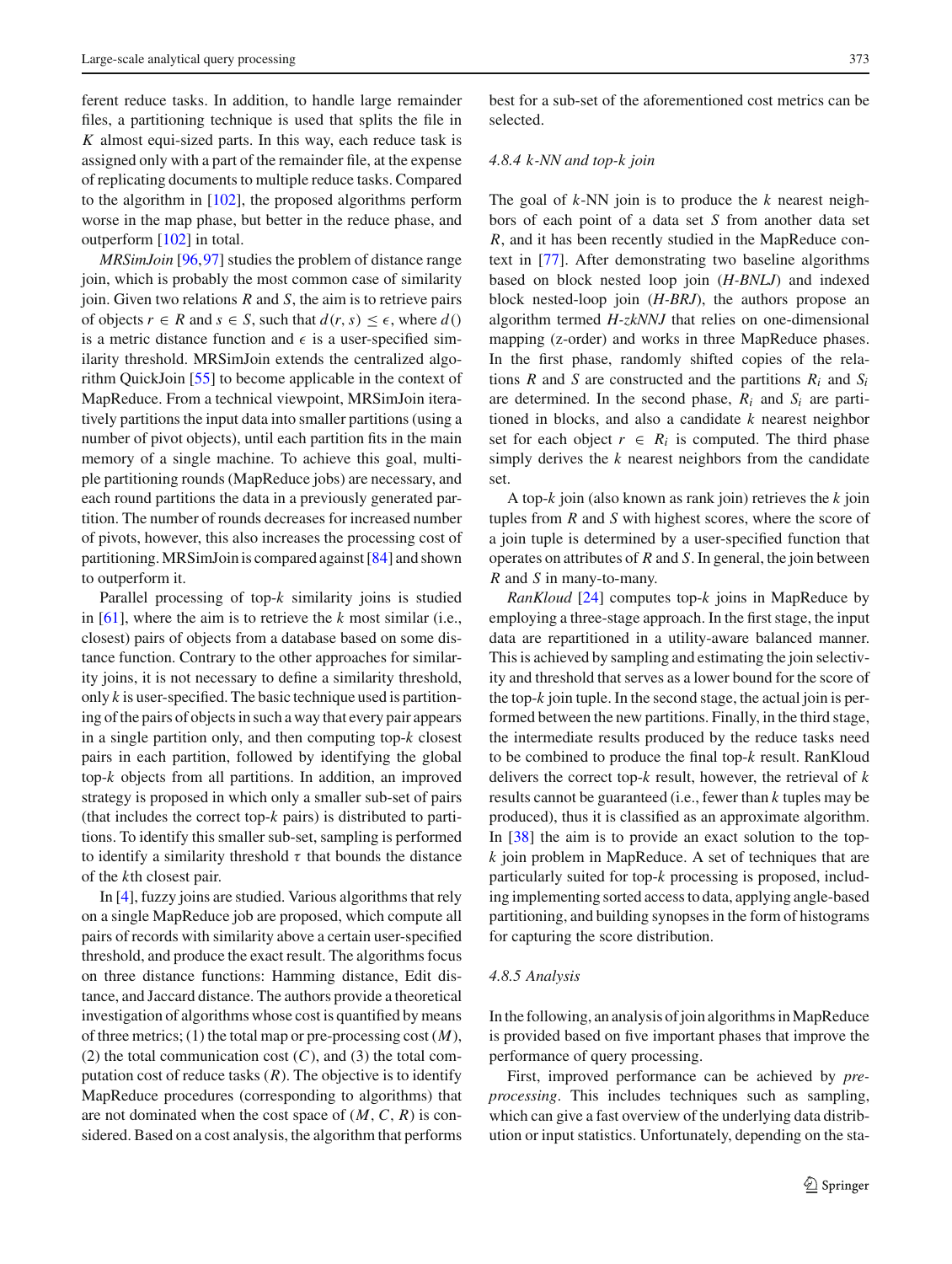ferent reduce tasks. In addition, to handle large remainder files, a partitioning technique is used that splits the file in $K$ almost equi-sized parts. In this way, each reduce task is assigned only with a part of the remainder file, at the expense of replicating documents to multiple reduce tasks. Compared to the algorithm in [102], the proposed algorithms perform worse in the map phase, but better in the reduce phase, and outperform [102] in total.

*MRSimJoin* [96,97] studies the problem of distance range join, which is probably the most common case of similarity join. Given two relations $R$ and $S$, the aim is to retrieve pairs of objects $r \in R$ and $s \in S$, such that $d(r, s) \leq \epsilon$, where $d()$ is a metric distance function and $\epsilon$ is a user-specified similarity threshold. MRSimJoin extends the centralized algorithm QuickJoin [55] to become applicable in the context of MapReduce. From a technical viewpoint, MRSimJoin iteratively partitions the input data into smaller partitions (using a number of pivot objects), until each partition fits in the main memory of a single machine. To achieve this goal, multiple partitioning rounds (MapReduce jobs) are necessary, and each round partitions the data in a previously generated partition. The number of rounds decreases for increased number of pivots, however, this also increases the processing cost of partitioning. MRSimJoin is compared against [84] and shown to outperform it.

Parallel processing of top-$k$ similarity joins is studied in [61], where the aim is to retrieve the $k$ most similar (i.e., closest) pairs of objects from a database based on some distance function. Contrary to the other approaches for similarity joins, it is not necessary to define a similarity threshold, only $k$ is user-specified. The basic technique used is partitioning of the pairs of objects in such a way that every pair appears in a single partition only, and then computing top-$k$ closest pairs in each partition, followed by identifying the global top-$k$ objects from all partitions. In addition, an improved strategy is proposed in which only a smaller sub-set of pairs (that includes the correct top-$k$ pairs) is distributed to partitions. To identify this smaller sub-set, sampling is performed to identify a similarity threshold $\tau$ that bounds the distance of the $k$th closest pair.

In [4], fuzzy joins are studied. Various algorithms that rely on a single MapReduce job are proposed, which compute all pairs of records with similarity above a certain user-specified threshold, and produce the exact result. The algorithms focus on three distance functions: Hamming distance, Edit distance, and Jaccard distance. The authors provide a theoretical investigation of algorithms whose cost is quantified by means of three metrics; (1) the total map or pre-processing cost ($M$), (2) the total communication cost ($C$), and (3) the total computation cost of reduce tasks ($R$). The objective is to identify MapReduce procedures (corresponding to algorithms) that are not dominated when the cost space of $(M, C, R)$ is considered. Based on a cost analysis, the algorithm that performs best for a sub-set of the aforementioned cost metrics can be selected.

#### 4.8.4 k-NN and top-k join

The goal of $k$-NN join is to produce the $k$ nearest neighbors of each point of a data set $S$ from another data set $R$, and it has been recently studied in the MapReduce context in [77]. After demonstrating two baseline algorithms based on block nested loop join (*H-BNLJ*) and indexed block nested-loop join (*H-BRJ*), the authors propose an algorithm termed *H-zkNNJ* that relies on one-dimensional mapping (z-order) and works in three MapReduce phases. In the first phase, randomly shifted copies of the relations $R$ and $S$ are constructed and the partitions $R_i$ and $S_i$ are determined. In the second phase, $R_i$ and $S_i$ are partitioned in blocks, and also a candidate $k$ nearest neighbor set for each object $r \in R_i$ is computed. The third phase simply derives the $k$ nearest neighbors from the candidate set.

A top-$k$ join (also known as rank join) retrieves the $k$ join tuples from $R$ and $S$ with highest scores, where the score of a join tuple is determined by a user-specified function that operates on attributes of $R$ and $S$. In general, the join between $R$ and $S$ in many-to-many.

*RanKloud* [24] computes top-$k$ joins in MapReduce by employing a three-stage approach. In the first stage, the input data are repartitioned in a utility-aware balanced manner. This is achieved by sampling and estimating the join selectivity and threshold that serves as a lower bound for the score of the top-$k$ join tuple. In the second stage, the actual join is performed between the new partitions. Finally, in the third stage, the intermediate results produced by the reduce tasks need to be combined to produce the final top-$k$ result. RanKloud delivers the correct top-$k$ result, however, the retrieval of $k$ results cannot be guaranteed (i.e., fewer than $k$ tuples may be produced), thus it is classified as an approximate algorithm. In [38] the aim is to provide an exact solution to the top-$k$ join problem in MapReduce. A set of techniques that are particularly suited for top-$k$ processing is proposed, including implementing sorted access to data, applying angle-based partitioning, and building synopses in the form of histograms for capturing the score distribution.

#### 4.8.5 Analysis

In the following, an analysis of join algorithms in MapReduce is provided based on five important phases that improve the performance of query processing.

First, improved performance can be achieved by *pre-processing*. This includes techniques such as sampling, which can give a fast overview of the underlying data distribution or input statistics. Unfortunately, depending on the sta-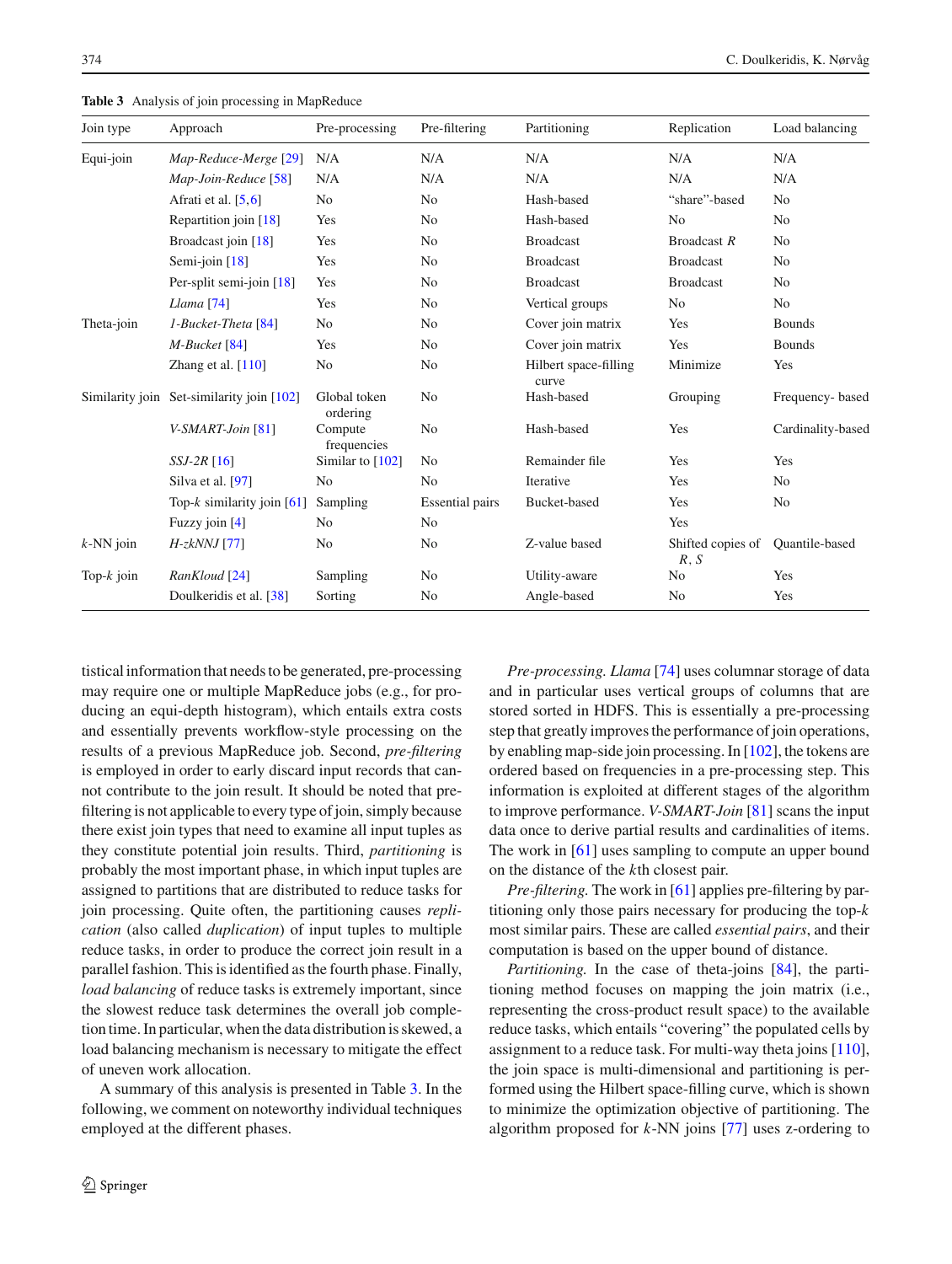**Table 3** Analysis of join processing in MapReduce

| Join type | Approach | Pre-processing | Pre-filtering | Partitioning | Replication | Load balancing |
|---|---|---|---|---|---|---|
| Equi-join | *Map-Reduce-Merge* [29] | N/A | N/A | N/A | N/A | N/A |
| | *Map-Join-Reduce* [58] | N/A | N/A | N/A | N/A | N/A |
| | Afrati et al. [5,6] | No | No | Hash-based | "share"-based | No |
| | Repartition join [18] | Yes | No | Hash-based | No | No |
| | Broadcast join [18] | Yes | No | Broadcast | Broadcast $R$ | No |
| | Semi-join [18] | Yes | No | Broadcast | Broadcast | No |
| | Per-split semi-join [18] | Yes | No | Broadcast | Broadcast | No |
| | *Llama* [74] | Yes | No | Vertical groups | No | No |
| Theta-join | *1-Bucket-Theta* [84] | No | No | Cover join matrix | Yes | Bounds |
| | *M-Bucket* [84] | Yes | No | Cover join matrix | Yes | Bounds |
| | Zhang et al. [110] | No | No | Hilbert space-filling curve | Minimize | Yes |
| Similarity join | Set-similarity join [102] | Global token ordering | No | Hash-based | Grouping | Frequency- based |
| | *V-SMART-Join* [81] | Compute frequencies | No | Hash-based | Yes | Cardinality-based |
| | *SSJ-2R* [16] | Similar to [102] | No | Remainder file | Yes | Yes |
| | Silva et al. [97] | No | No | Iterative | Yes | No |
| | Top-$k$ similarity join [61] | Sampling | Essential pairs | Bucket-based | Yes | No |
| | Fuzzy join [4] | No | No | | Yes | |
| $k$-NN join | *H-zkNNJ* [77] | No | No | Z-value based | Shifted copies of $R$, $S$ | Quantile-based |
| Top-$k$ join | *RanKloud* [24] | Sampling | No | Utility-aware | No | Yes |
| | Doulkeridis et al. [38] | Sorting | No | Angle-based | No | Yes |

tistical information that needs to be generated, pre-processing may require one or multiple MapReduce jobs (e.g., for producing an equi-depth histogram), which entails extra costs and essentially prevents workflow-style processing on the results of a previous MapReduce job. Second, *pre-filtering* is employed in order to early discard input records that cannot contribute to the join result. It should be noted that pre-filtering is not applicable to every type of join, simply because there exist join types that need to examine all input tuples as they constitute potential join results. Third, *partitioning* is probably the most important phase, in which input tuples are assigned to partitions that are distributed to reduce tasks for join processing. Quite often, the partitioning causes *replication* (also called *duplication*) of input tuples to multiple reduce tasks, in order to produce the correct join result in a parallel fashion. This is identified as the fourth phase. Finally, *load balancing* of reduce tasks is extremely important, since the slowest reduce task determines the overall job completion time. In particular, when the data distribution is skewed, a load balancing mechanism is necessary to mitigate the effect of uneven work allocation.

A summary of this analysis is presented in Table 3. In the following, we comment on noteworthy individual techniques employed at the different phases.

*Pre-processing.* *Llama* [74] uses columnar storage of data and in particular uses vertical groups of columns that are stored sorted in HDFS. This is essentially a pre-processing step that greatly improves the performance of join operations, by enabling map-side join processing. In [102], the tokens are ordered based on frequencies in a pre-processing step. This information is exploited at different stages of the algorithm to improve performance. *V-SMART-Join* [81] scans the input data once to derive partial results and cardinalities of items. The work in [61] uses sampling to compute an upper bound on the distance of the $k$th closest pair.

*Pre-filtering.* The work in [61] applies pre-filtering by partitioning only those pairs necessary for producing the top-$k$ most similar pairs. These are called *essential pairs*, and their computation is based on the upper bound of distance.

*Partitioning.* In the case of theta-joins [84], the partitioning method focuses on mapping the join matrix (i.e., representing the cross-product result space) to the available reduce tasks, which entails "covering" the populated cells by assignment to a reduce task. For multi-way theta joins [110], the join space is multi-dimensional and partitioning is performed using the Hilbert space-filling curve, which is shown to minimize the optimization objective of partitioning. The algorithm proposed for $k$-NN joins [77] uses z-ordering to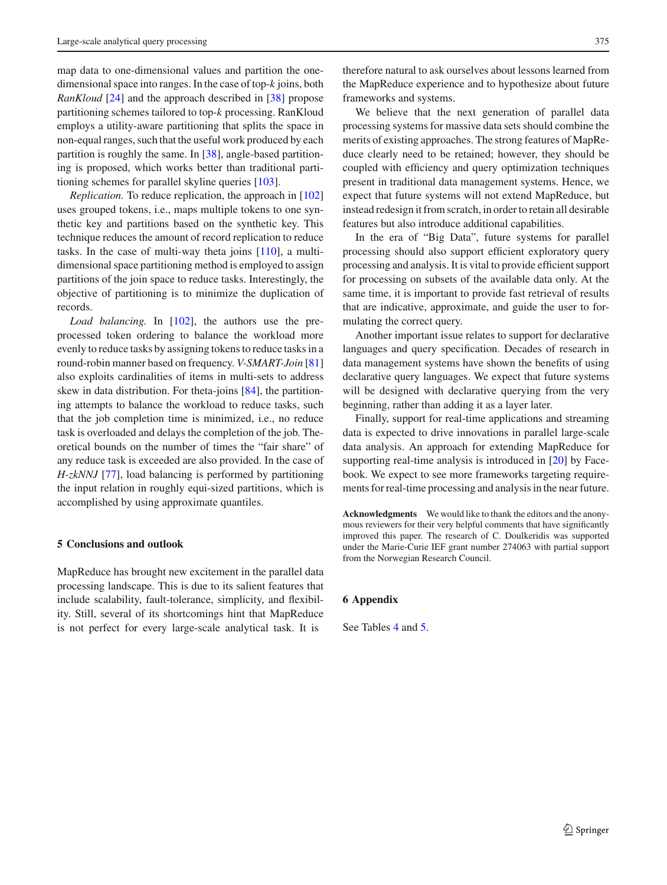map data to one-dimensional values and partition the one-dimensional space into ranges. In the case of top-$k$ joins, both *RanKloud* [24] and the approach described in [38] propose partitioning schemes tailored to top-$k$ processing. RanKloud employs a utility-aware partitioning that splits the space in non-equal ranges, such that the useful work produced by each partition is roughly the same. In [38], angle-based partitioning is proposed, which works better than traditional partitioning schemes for parallel skyline queries [103].

*Replication.* To reduce replication, the approach in [102] uses grouped tokens, i.e., maps multiple tokens to one synthetic key and partitions based on the synthetic key. This technique reduces the amount of record replication to reduce tasks. In the case of multi-way theta joins [110], a multi-dimensional space partitioning method is employed to assign partitions of the join space to reduce tasks. Interestingly, the objective of partitioning is to minimize the duplication of records.

*Load balancing.* In [102], the authors use the pre-processed token ordering to balance the workload more evenly to reduce tasks by assigning tokens to reduce tasks in a round-robin manner based on frequency. *V-SMART-Join* [81] also exploits cardinalities of items in multi-sets to address skew in data distribution. For theta-joins [84], the partitioning attempts to balance the workload to reduce tasks, such that the job completion time is minimized, i.e., no reduce task is overloaded and delays the completion of the job. Theoretical bounds on the number of times the "fair share" of any reduce task is exceeded are also provided. In the case of *H-zkNNJ* [77], load balancing is performed by partitioning the input relation in roughly equi-sized partitions, which is accomplished by using approximate quantiles.

## 5 Conclusions and outlook

MapReduce has brought new excitement in the parallel data processing landscape. This is due to its salient features that include scalability, fault-tolerance, simplicity, and flexibility. Still, several of its shortcomings hint that MapReduce is not perfect for every large-scale analytical task. It is therefore natural to ask ourselves about lessons learned from the MapReduce experience and to hypothesize about future frameworks and systems.

We believe that the next generation of parallel data processing systems for massive data sets should combine the merits of existing approaches. The strong features of MapReduce clearly need to be retained; however, they should be coupled with efficiency and query optimization techniques present in traditional data management systems. Hence, we expect that future systems will not extend MapReduce, but instead redesign it from scratch, in order to retain all desirable features but also introduce additional capabilities.

In the era of "Big Data", future systems for parallel processing should also support efficient exploratory query processing and analysis. It is vital to provide efficient support for processing on subsets of the available data only. At the same time, it is important to provide fast retrieval of results that are indicative, approximate, and guide the user to formulating the correct query.

Another important issue relates to support for declarative languages and query specification. Decades of research in data management systems have shown the benefits of using declarative query languages. We expect that future systems will be designed with declarative querying from the very beginning, rather than adding it as a layer later.

Finally, support for real-time applications and streaming data is expected to drive innovations in parallel large-scale data analysis. An approach for extending MapReduce for supporting real-time analysis is introduced in [20] by Facebook. We expect to see more frameworks targeting requirements for real-time processing and analysis in the near future.

**Acknowledgments** We would like to thank the editors and the anonymous reviewers for their very helpful comments that have significantly improved this paper. The research of C. Doulkeridis was supported under the Marie-Curie IEF grant number 274063 with partial support from the Norwegian Research Council.

## 6 Appendix

See Tables 4 and 5.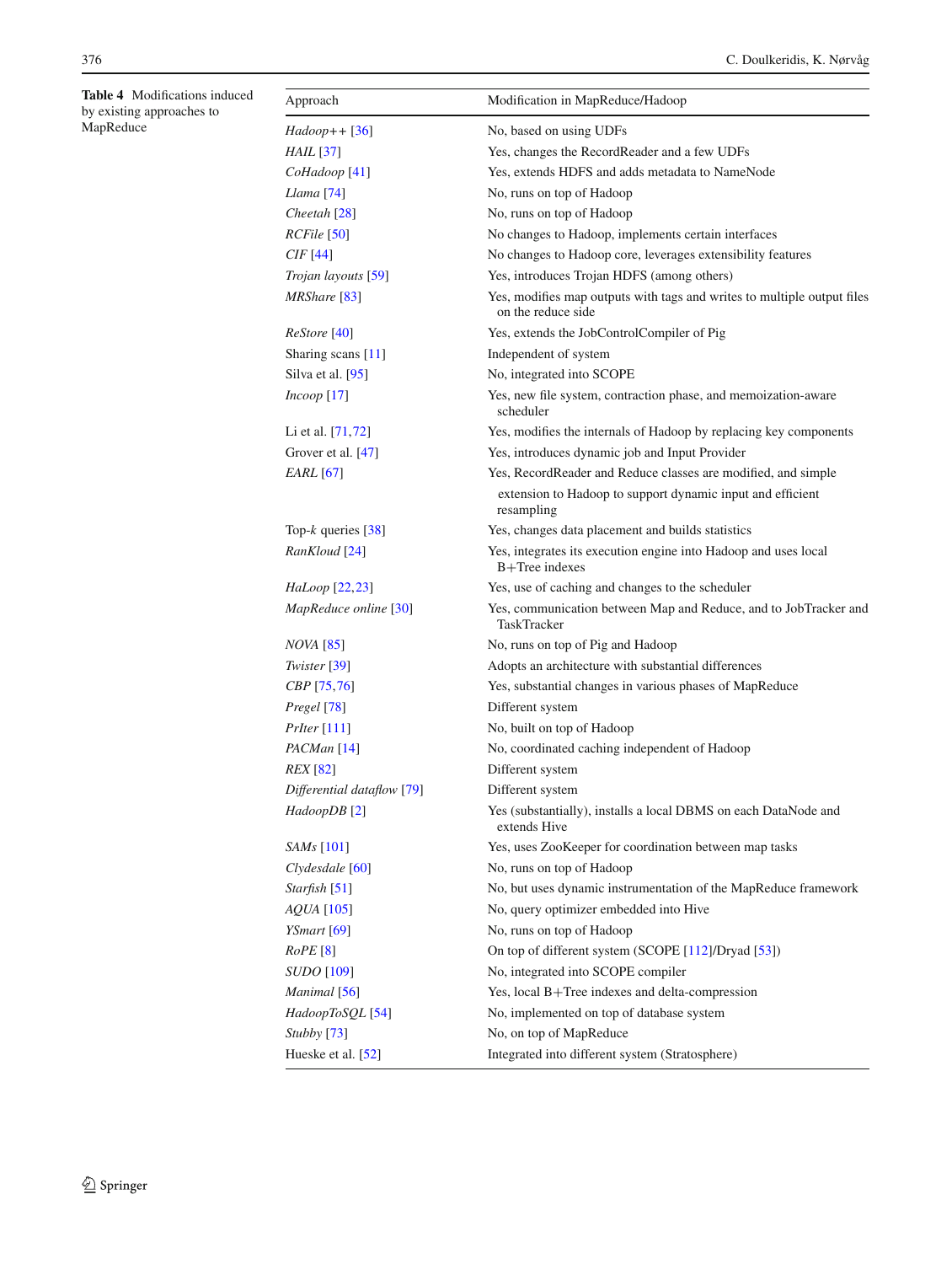**Table 4** Modifications induced by existing approaches to MapReduce

| Approach | Modification in MapReduce/Hadoop |
|---|---|
| *Hadoop++* [36] | No, based on using UDFs |
| *HAIL* [37] | Yes, changes the RecordReader and a few UDFs |
| *CoHadoop* [41] | Yes, extends HDFS and adds metadata to NameNode |
| *Llama* [74] | No, runs on top of Hadoop |
| *Cheetah* [28] | No, runs on top of Hadoop |
| *RCFile* [50] | No changes to Hadoop, implements certain interfaces |
| *CIF* [44] | No changes to Hadoop core, leverages extensibility features |
| *Trojan layouts* [59] | Yes, introduces Trojan HDFS (among others) |
| *MRShare* [83] | Yes, modifies map outputs with tags and writes to multiple output files on the reduce side |
| *ReStore* [40] | Yes, extends the JobControlCompiler of Pig |
| Sharing scans [11] | Independent of system |
| Silva et al. [95] | No, integrated into SCOPE |
| *Incoop* [17] | Yes, new file system, contraction phase, and memoization-aware scheduler |
| Li et al. [71,72] | Yes, modifies the internals of Hadoop by replacing key components |
| Grover et al. [47] | Yes, introduces dynamic job and Input Provider |
| *EARL* [67] | Yes, RecordReader and Reduce classes are modified, and simple extension to Hadoop to support dynamic input and efficient resampling |
| Top-*k* queries [38] | Yes, changes data placement and builds statistics |
| *RanKloud* [24] | Yes, integrates its execution engine into Hadoop and uses local B+Tree indexes |
| *HaLoop* [22,23] | Yes, use of caching and changes to the scheduler |
| *MapReduce online* [30] | Yes, communication between Map and Reduce, and to JobTracker and TaskTracker |
| *NOVA* [85] | No, runs on top of Pig and Hadoop |
| *Twister* [39] | Adopts an architecture with substantial differences |
| *CBP* [75,76] | Yes, substantial changes in various phases of MapReduce |
| *Pregel* [78] | Different system |
| *PrIter* [111] | No, built on top of Hadoop |
| *PACMan* [14] | No, coordinated caching independent of Hadoop |
| *REX* [82] | Different system |
| *Differential dataflow* [79] | Different system |
| *HadoopDB* [2] | Yes (substantially), installs a local DBMS on each DataNode and extends Hive |
| *SAMs* [101] | Yes, uses ZooKeeper for coordination between map tasks |
| *Clydesdale* [60] | No, runs on top of Hadoop |
| *Starfish* [51] | No, but uses dynamic instrumentation of the MapReduce framework |
| *AQUA* [105] | No, query optimizer embedded into Hive |
| *YSmart* [69] | No, runs on top of Hadoop |
| *RoPE* [8] | On top of different system (SCOPE [112]/Dryad [53]) |
| *SUDO* [109] | No, integrated into SCOPE compiler |
| *Manimal* [56] | Yes, local B+Tree indexes and delta-compression |
| *HadoopToSQL* [54] | No, implemented on top of database system |
| *Stubby* [73] | No, on top of MapReduce |
| Hueske et al. [52] | Integrated into different system (Stratosphere) |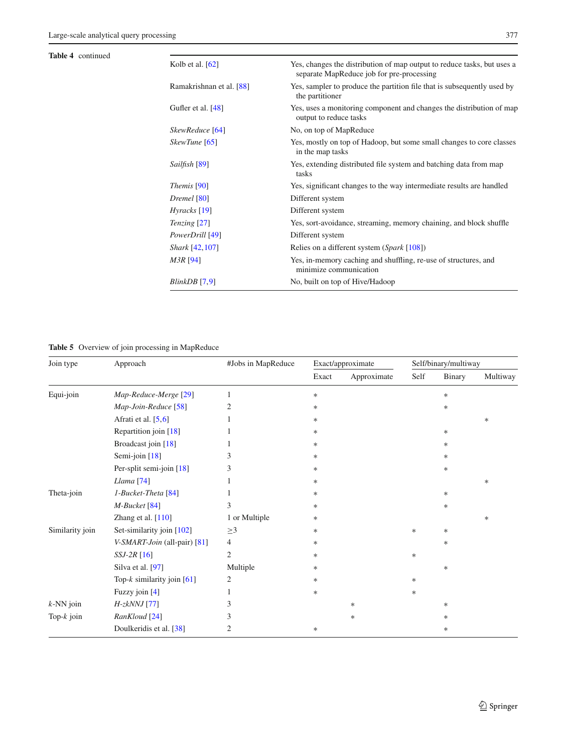**Table 4** continued

| | |
|---|---|
| Kolb et al. [62] | Yes, changes the distribution of map output to reduce tasks, but uses a separate MapReduce job for pre-processing |
| Ramakrishnan et al. [88] | Yes, sampler to produce the partition file that is subsequently used by the partitioner |
| Gufler et al. [48] | Yes, uses a monitoring component and changes the distribution of map output to reduce tasks |
| *SkewReduce* [64] | No, on top of MapReduce |
| *SkewTune* [65] | Yes, mostly on top of Hadoop, but some small changes to core classes in the map tasks |
| *Sailfish* [89] | Yes, extending distributed file system and batching data from map tasks |
| *Themis* [90] | Yes, significant changes to the way intermediate results are handled |
| *Dremel* [80] | Different system |
| *Hyracks* [19] | Different system |
| *Tenzing* [27] | Yes, sort-avoidance, streaming, memory chaining, and block shuffle |
| *PowerDrill* [49] | Different system |
| *Shark* [42,107] | Relies on a different system (*Spark* [108]) |
| *M3R* [94] | Yes, in-memory caching and shuffling, re-use of structures, and minimize communication |
| *BlinkDB* [7,9] | No, built on top of Hive/Hadoop |

**Table 5** Overview of join processing in MapReduce

| Join type | Approach | #Jobs in MapReduce | Exact/approximate | | Self/binary/multiway | | |
|---|---|---|---|---|---|---|---|
| | | | Exact | Approximate | Self | Binary | Multiway |
| Equi-join | *Map-Reduce-Merge* [29] | 1 | * | | | * | |
| | *Map-Join-Reduce* [58] | 2 | * | | | * | |
| | Afrati et al. [5,6] | 1 | * | | | | * |
| | Repartition join [18] | 1 | * | | | * | |
| | Broadcast join [18] | 1 | * | | | * | |
| | Semi-join [18] | 3 | * | | | * | |
| | Per-split semi-join [18] | 3 | * | | | * | |
| | *Llama* [74] | 1 | * | | | | * |
| Theta-join | *1-Bucket-Theta* [84] | 1 | * | | | * | |
| | *M-Bucket* [84] | 3 | * | | | * | |
| | Zhang et al. [110] | 1 or Multiple | * | | | | * |
| Similarity join | Set-similarity join [102] | ≥3 | * | | * | * | |
| | *V-SMART-Join* (all-pair) [81] | 4 | * | | | * | |
| | *SSJ-2R* [16] | 2 | * | | * | | |
| | Silva et al. [97] | Multiple | * | | | * | |
| | Top-*k* similarity join [61] | 2 | * | | * | | |
| | Fuzzy join [4] | 1 | * | | * | | |
| *k*-NN join | *H-zkNNJ* [77] | 3 | | * | | * | |
| Top-*k* join | *RanKloud* [24] | 3 | | * | | * | |
| | Doulkeridis et al. [38] | 2 | * | | | * | |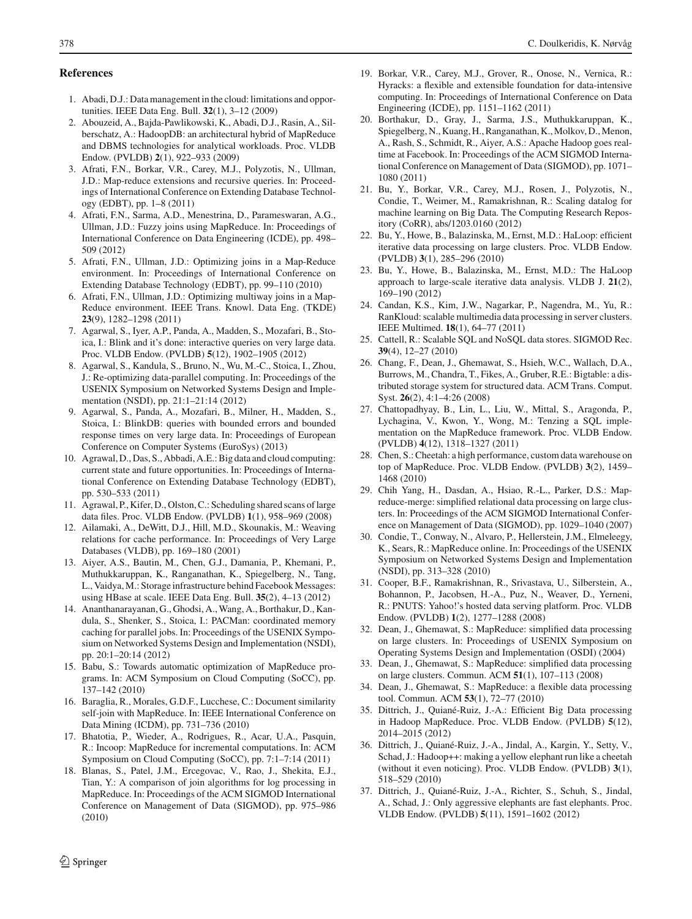## References

1. Abadi, D.J.: Data management in the cloud: limitations and opportunities. IEEE Data Eng. Bull. **32**(1), 3–12 (2009)
2. Abouzeid, A., Bajda-Pawlikowski, K., Abadi, D.J., Rasin, A., Silberschatz, A.: HadoopDB: an architectural hybrid of MapReduce and DBMS technologies for analytical workloads. Proc. VLDB Endow. (PVLDB) **2**(1), 922–933 (2009)
3. Afrati, F.N., Borkar, V.R., Carey, M.J., Polyzotis, N., Ullman, J.D.: Map-reduce extensions and recursive queries. In: Proceedings of International Conference on Extending Database Technology (EDBT), pp. 1–8 (2011)
4. Afrati, F.N., Sarma, A.D., Menestrina, D., Parameswaran, A.G., Ullman, J.D.: Fuzzy joins using MapReduce. In: Proceedings of International Conference on Data Engineering (ICDE), pp. 498–509 (2012)
5. Afrati, F.N., Ullman, J.D.: Optimizing joins in a Map-Reduce environment. In: Proceedings of International Conference on Extending Database Technology (EDBT), pp. 99–110 (2010)
6. Afrati, F.N., Ullman, J.D.: Optimizing multiway joins in a Map-Reduce environment. IEEE Trans. Knowl. Data Eng. (TKDE) **23**(9), 1282–1298 (2011)
7. Agarwal, S., Iyer, A.P., Panda, A., Madden, S., Mozafari, B., Stoica, I.: Blink and it's done: interactive queries on very large data. Proc. VLDB Endow. (PVLDB) **5**(12), 1902–1905 (2012)
8. Agarwal, S., Kandula, S., Bruno, N., Wu, M.-C., Stoica, I., Zhou, J.: Re-optimizing data-parallel computing. In: Proceedings of the USENIX Symposium on Networked Systems Design and Implementation (NSDI), pp. 21:1–21:14 (2012)
9. Agarwal, S., Panda, A., Mozafari, B., Milner, H., Madden, S., Stoica, I.: BlinkDB: queries with bounded errors and bounded response times on very large data. In: Proceedings of European Conference on Computer Systems (EuroSys) (2013)
10. Agrawal, D., Das, S., Abbadi, A.E.: Big data and cloud computing: current state and future opportunities. In: Proceedings of International Conference on Extending Database Technology (EDBT), pp. 530–533 (2011)
11. Agrawal, P., Kifer, D., Olston, C.: Scheduling shared scans of large data files. Proc. VLDB Endow. (PVLDB) **1**(1), 958–969 (2008)
12. Ailamaki, A., DeWitt, D.J., Hill, M.D., Skounakis, M.: Weaving relations for cache performance. In: Proceedings of Very Large Databases (VLDB), pp. 169–180 (2001)
13. Aiyer, A.S., Bautin, M., Chen, G.J., Damania, P., Khemani, P., Muthukkaruppan, K., Ranganathan, K., Spiegelberg, N., Tang, L., Vaidya, M.: Storage infrastructure behind Facebook Messages: using HBase at scale. IEEE Data Eng. Bull. **35**(2), 4–13 (2012)
14. Ananthanarayanan, G., Ghodsi, A., Wang, A., Borthakur, D., Kandula, S., Shenker, S., Stoica, I.: PACMan: coordinated memory caching for parallel jobs. In: Proceedings of the USENIX Symposium on Networked Systems Design and Implementation (NSDI), pp. 20:1–20:14 (2012)
15. Babu, S.: Towards automatic optimization of MapReduce programs. In: ACM Symposium on Cloud Computing (SoCC), pp. 137–142 (2010)
16. Baraglia, R., Morales, G.D.F., Lucchese, C.: Document similarity self-join with MapReduce. In: IEEE International Conference on Data Mining (ICDM), pp. 731–736 (2010)
17. Bhatotia, P., Wieder, A., Rodrigues, R., Acar, U.A., Pasquin, R.: Incoop: MapReduce for incremental computations. In: ACM Symposium on Cloud Computing (SoCC), pp. 7:1–7:14 (2011)
18. Blanas, S., Patel, J.M., Ercegovac, V., Rao, J., Shekita, E.J., Tian, Y.: A comparison of join algorithms for log processing in MapReduce. In: Proceedings of the ACM SIGMOD International Conference on Management of Data (SIGMOD), pp. 975–986 (2010)
19. Borkar, V.R., Carey, M.J., Grover, R., Onose, N., Vernica, R.: Hyracks: a flexible and extensible foundation for data-intensive computing. In: Proceedings of International Conference on Data Engineering (ICDE), pp. 1151–1162 (2011)
20. Borthakur, D., Gray, J., Sarma, J.S., Muthukkaruppan, K., Spiegelberg, N., Kuang, H., Ranganathan, K., Molkov, D., Menon, A., Rash, S., Schmidt, R., Aiyer, A.S.: Apache Hadoop goes realtime at Facebook. In: Proceedings of the ACM SIGMOD International Conference on Management of Data (SIGMOD), pp. 1071–1080 (2011)
21. Bu, Y., Borkar, V.R., Carey, M.J., Rosen, J., Polyzotis, N., Condie, T., Weimer, M., Ramakrishnan, R.: Scaling datalog for machine learning on Big Data. The Computing Research Repository (CoRR), abs/1203.0160 (2012)
22. Bu, Y., Howe, B., Balazinska, M., Ernst, M.D.: HaLoop: efficient iterative data processing on large clusters. Proc. VLDB Endow. (PVLDB) **3**(1), 285–296 (2010)
23. Bu, Y., Howe, B., Balazinska, M., Ernst, M.D.: The HaLoop approach to large-scale iterative data analysis. VLDB J. **21**(2), 169–190 (2012)
24. Candan, K.S., Kim, J.W., Nagarkar, P., Nagendra, M., Yu, R.: RanKloud: scalable multimedia data processing in server clusters. IEEE Multimed. **18**(1), 64–77 (2011)
25. Cattell, R.: Scalable SQL and NoSQL data stores. SIGMOD Rec. **39**(4), 12–27 (2010)
26. Chang, F., Dean, J., Ghemawat, S., Hsieh, W.C., Wallach, D.A., Burrows, M., Chandra, T., Fikes, A., Gruber, R.E.: Bigtable: a distributed storage system for structured data. ACM Trans. Comput. Syst. **26**(2), 4:1–4:26 (2008)
27. Chattopadhyay, B., Lin, L., Liu, W., Mittal, S., Aragonda, P., Lychagina, V., Kwon, Y., Wong, M.: Tenzing a SQL implementation on the MapReduce framework. Proc. VLDB Endow. (PVLDB) **4**(12), 1318–1327 (2011)
28. Chen, S.: Cheetah: a high performance, custom data warehouse on top of MapReduce. Proc. VLDB Endow. (PVLDB) **3**(2), 1459–1468 (2010)
29. Chih Yang, H., Dasdan, A., Hsiao, R.-L., Parker, D.S.: Map-reduce-merge: simplified relational data processing on large clusters. In: Proceedings of the ACM SIGMOD International Conference on Management of Data (SIGMOD), pp. 1029–1040 (2007)
30. Condie, T., Conway, N., Alvaro, P., Hellerstein, J.M., Elmeleegy, K., Sears, R.: MapReduce online. In: Proceedings of the USENIX Symposium on Networked Systems Design and Implementation (NSDI), pp. 313–328 (2010)
31. Cooper, B.F., Ramakrishnan, R., Srivastava, U., Silberstein, A., Bohannon, P., Jacobsen, H.-A., Puz, N., Weaver, D., Yerneni, R.: PNUTS: Yahoo!'s hosted data serving platform. Proc. VLDB Endow. (PVLDB) **1**(2), 1277–1288 (2008)
32. Dean, J., Ghemawat, S.: MapReduce: simplified data processing on large clusters. In: Proceedings of USENIX Symposium on Operating Systems Design and Implementation (OSDI) (2004)
33. Dean, J., Ghemawat, S.: MapReduce: simplified data processing on large clusters. Commun. ACM **51**(1), 107–113 (2008)
34. Dean, J., Ghemawat, S.: MapReduce: a flexible data processing tool. Commun. ACM **53**(1), 72–77 (2010)
35. Dittrich, J., Quiané-Ruiz, J.-A.: Efficient Big Data processing in Hadoop MapReduce. Proc. VLDB Endow. (PVLDB) **5**(12), 2014–2015 (2012)
36. Dittrich, J., Quiané-Ruiz, J.-A., Jindal, A., Kargin, Y., Setty, V., Schad, J.: Hadoop++: making a yellow elephant run like a cheetah (without it even noticing). Proc. VLDB Endow. (PVLDB) **3**(1), 518–529 (2010)
37. Dittrich, J., Quiané-Ruiz, J.-A., Richter, S., Schuh, S., Jindal, A., Schad, J.: Only aggressive elephants are fast elephants. Proc. VLDB Endow. (PVLDB) **5**(11), 1591–1602 (2012)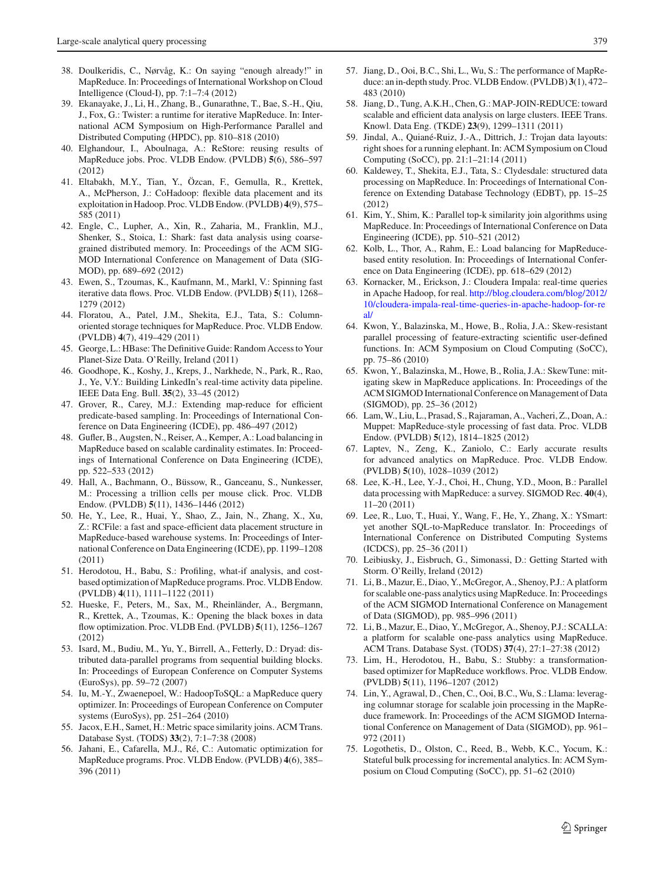38. Doulkeridis, C., Nørvåg, K.: On saying "enough already!" in MapReduce. In: Proceedings of International Workshop on Cloud Intelligence (Cloud-I), pp. 7:1–7:4 (2012)
39. Ekanayake, J., Li, H., Zhang, B., Gunarathne, T., Bae, S.-H., Qiu, J., Fox, G.: Twister: a runtime for iterative MapReduce. In: International ACM Symposium on High-Performance Parallel and Distributed Computing (HPDC), pp. 810–818 (2010)
40. Elghandour, I., Aboulnaga, A.: ReStore: reusing results of MapReduce jobs. Proc. VLDB Endow. (PVLDB) **5**(6), 586–597 (2012)
41. Eltabakh, M.Y., Tian, Y., Özcan, F., Gemulla, R., Krettek, A., McPherson, J.: CoHadoop: flexible data placement and its exploitation in Hadoop. Proc. VLDB Endow. (PVLDB) **4**(9), 575–585 (2011)
42. Engle, C., Lupher, A., Xin, R., Zaharia, M., Franklin, M.J., Shenker, S., Stoica, I.: Shark: fast data analysis using coarse-grained distributed memory. In: Proceedings of the ACM SIGMOD International Conference on Management of Data (SIGMOD), pp. 689–692 (2012)
43. Ewen, S., Tzoumas, K., Kaufmann, M., Markl, V.: Spinning fast iterative data flows. Proc. VLDB Endow. (PVLDB) **5**(11), 1268–1279 (2012)
44. Floratou, A., Patel, J.M., Shekita, E.J., Tata, S.: Column-oriented storage techniques for MapReduce. Proc. VLDB Endow. (PVLDB) **4**(7), 419–429 (2011)
45. George, L.: HBase: The Definitive Guide: Random Access to Your Planet-Size Data. O'Reilly, Ireland (2011)
46. Goodhope, K., Koshy, J., Kreps, J., Narkhede, N., Park, R., Rao, J., Ye, V.Y.: Building LinkedIn's real-time activity data pipeline. IEEE Data Eng. Bull. **35**(2), 33–45 (2012)
47. Grover, R., Carey, M.J.: Extending map-reduce for efficient predicate-based sampling. In: Proceedings of International Conference on Data Engineering (ICDE), pp. 486–497 (2012)
48. Gufler, B., Augsten, N., Reiser, A., Kemper, A.: Load balancing in MapReduce based on scalable cardinality estimates. In: Proceedings of International Conference on Data Engineering (ICDE), pp. 522–533 (2012)
49. Hall, A., Bachmann, O., Büssow, R., Ganceanu, S., Nunkesser, M.: Processing a trillion cells per mouse click. Proc. VLDB Endow. (PVLDB) **5**(11), 1436–1446 (2012)
50. He, Y., Lee, R., Huai, Y., Shao, Z., Jain, N., Zhang, X., Xu, Z.: RCFile: a fast and space-efficient data placement structure in MapReduce-based warehouse systems. In: Proceedings of International Conference on Data Engineering (ICDE), pp. 1199–1208 (2011)
51. Herodotou, H., Babu, S.: Profiling, what-if analysis, and cost-based optimization of MapReduce programs. Proc. VLDB Endow. (PVLDB) **4**(11), 1111–1122 (2011)
52. Hueske, F., Peters, M., Sax, M., Rheinländer, A., Bergmann, R., Krettek, A., Tzoumas, K.: Opening the black boxes in data flow optimization. Proc. VLDB End. (PVLDB) **5**(11), 1256–1267 (2012)
53. Isard, M., Budiu, M., Yu, Y., Birrell, A., Fetterly, D.: Dryad: distributed data-parallel programs from sequential building blocks. In: Proceedings of European Conference on Computer Systems (EuroSys), pp. 59–72 (2007)
54. Iu, M.-Y., Zwaenepoel, W.: HadoopToSQL: a MapReduce query optimizer. In: Proceedings of European Conference on Computer systems (EuroSys), pp. 251–264 (2010)
55. Jacox, E.H., Samet, H.: Metric space similarity joins. ACM Trans. Database Syst. (TODS) **33**(2), 7:1–7:38 (2008)
56. Jahani, E., Cafarella, M.J., Ré, C.: Automatic optimization for MapReduce programs. Proc. VLDB Endow. (PVLDB) **4**(6), 385–396 (2011)
57. Jiang, D., Ooi, B.C., Shi, L., Wu, S.: The performance of MapReduce: an in-depth study. Proc. VLDB Endow. (PVLDB) **3**(1), 472–483 (2010)
58. Jiang, D., Tung, A.K.H., Chen, G.: MAP-JOIN-REDUCE: toward scalable and efficient data analysis on large clusters. IEEE Trans. Knowl. Data Eng. (TKDE) **23**(9), 1299–1311 (2011)
59. Jindal, A., Quiané-Ruiz, J.-A., Dittrich, J.: Trojan data layouts: right shoes for a running elephant. In: ACM Symposium on Cloud Computing (SoCC), pp. 21:1–21:14 (2011)
60. Kaldewey, T., Shekita, E.J., Tata, S.: Clydesdale: structured data processing on MapReduce. In: Proceedings of International Conference on Extending Database Technology (EDBT), pp. 15–25 (2012)
61. Kim, Y., Shim, K.: Parallel top-k similarity join algorithms using MapReduce. In: Proceedings of International Conference on Data Engineering (ICDE), pp. 510–521 (2012)
62. Kolb, L., Thor, A., Rahm, E.: Load balancing for MapReduce-based entity resolution. In: Proceedings of International Conference on Data Engineering (ICDE), pp. 618–629 (2012)
63. Kornacker, M., Erickson, J.: Cloudera Impala: real-time queries in Apache Hadoop, for real. http://blog.cloudera.com/blog/2012/10/cloudera-impala-real-time-queries-in-apache-hadoop-for-real/
64. Kwon, Y., Balazinska, M., Howe, B., Rolia, J.A.: Skew-resistant parallel processing of feature-extracting scientific user-defined functions. In: ACM Symposium on Cloud Computing (SoCC), pp. 75–86 (2010)
65. Kwon, Y., Balazinska, M., Howe, B., Rolia, J.A.: SkewTune: mitigating skew in MapReduce applications. In: Proceedings of the ACM SIGMOD International Conference on Management of Data (SIGMOD), pp. 25–36 (2012)
66. Lam, W., Liu, L., Prasad, S., Rajaraman, A., Vacheri, Z., Doan, A.: Muppet: MapReduce-style processing of fast data. Proc. VLDB Endow. (PVLDB) **5**(12), 1814–1825 (2012)
67. Laptev, N., Zeng, K., Zaniolo, C.: Early accurate results for advanced analytics on MapReduce. Proc. VLDB Endow. (PVLDB) **5**(10), 1028–1039 (2012)
68. Lee, K.-H., Lee, Y.-J., Choi, H., Chung, Y.D., Moon, B.: Parallel data processing with MapReduce: a survey. SIGMOD Rec. **40**(4), 11–20 (2011)
69. Lee, R., Luo, T., Huai, Y., Wang, F., He, Y., Zhang, X.: YSmart: yet another SQL-to-MapReduce translator. In: Proceedings of International Conference on Distributed Computing Systems (ICDCS), pp. 25–36 (2011)
70. Leibiusky, J., Eisbruch, G., Simonassi, D.: Getting Started with Storm. O'Reilly, Ireland (2012)
71. Li, B., Mazur, E., Diao, Y., McGregor, A., Shenoy, P.J.: A platform for scalable one-pass analytics using MapReduce. In: Proceedings of the ACM SIGMOD International Conference on Management of Data (SIGMOD), pp. 985–996 (2011)
72. Li, B., Mazur, E., Diao, Y., McGregor, A., Shenoy, P.J.: SCALLA: a platform for scalable one-pass analytics using MapReduce. ACM Trans. Database Syst. (TODS) **37**(4), 27:1–27:38 (2012)
73. Lim, H., Herodotou, H., Babu, S.: Stubby: a transformation-based optimizer for MapReduce workflows. Proc. VLDB Endow. (PVLDB) **5**(11), 1196–1207 (2012)
74. Lin, Y., Agrawal, D., Chen, C., Ooi, B.C., Wu, S.: Llama: leveraging columnar storage for scalable join processing in the MapReduce framework. In: Proceedings of the ACM SIGMOD International Conference on Management of Data (SIGMOD), pp. 961–972 (2011)
75. Logothetis, D., Olston, C., Reed, B., Webb, K.C., Yocum, K.: Stateful bulk processing for incremental analytics. In: ACM Symposium on Cloud Computing (SoCC), pp. 51–62 (2010)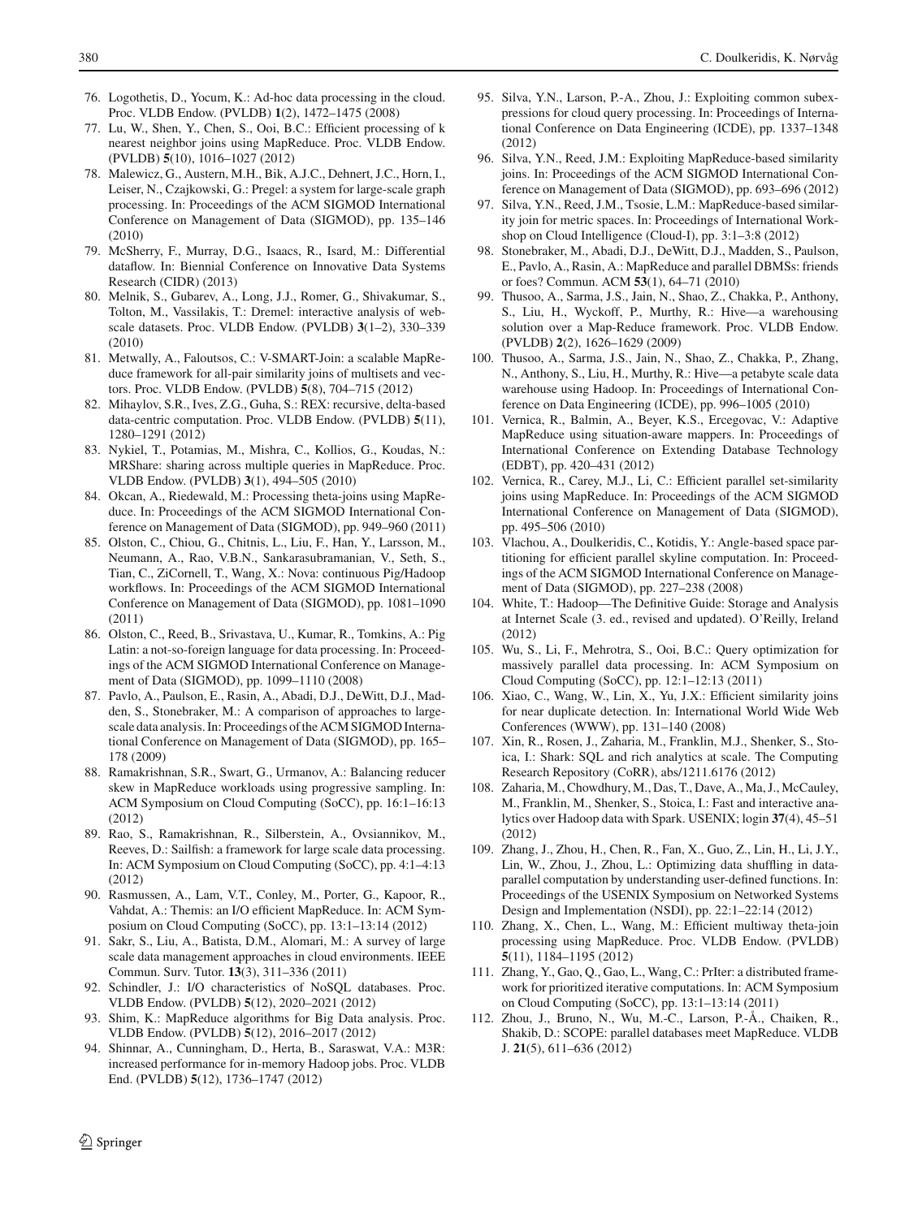76. Logothetis, D., Yocum, K.: Ad-hoc data processing in the cloud. Proc. VLDB Endow. (PVLDB) **1**(2), 1472–1475 (2008)
77. Lu, W., Shen, Y., Chen, S., Ooi, B.C.: Efficient processing of k nearest neighbor joins using MapReduce. Proc. VLDB Endow. (PVLDB) **5**(10), 1016–1027 (2012)
78. Malewicz, G., Austern, M.H., Bik, A.J.C., Dehnert, J.C., Horn, I., Leiser, N., Czajkowski, G.: Pregel: a system for large-scale graph processing. In: Proceedings of the ACM SIGMOD International Conference on Management of Data (SIGMOD), pp. 135–146 (2010)
79. McSherry, F., Murray, D.G., Isaacs, R., Isard, M.: Differential dataflow. In: Biennial Conference on Innovative Data Systems Research (CIDR) (2013)
80. Melnik, S., Gubarev, A., Long, J.J., Romer, G., Shivakumar, S., Tolton, M., Vassilakis, T.: Dremel: interactive analysis of web-scale datasets. Proc. VLDB Endow. (PVLDB) **3**(1–2), 330–339 (2010)
81. Metwally, A., Faloutsos, C.: V-SMART-Join: a scalable MapReduce framework for all-pair similarity joins of multisets and vectors. Proc. VLDB Endow. (PVLDB) **5**(8), 704–715 (2012)
82. Mihaylov, S.R., Ives, Z.G., Guha, S.: REX: recursive, delta-based data-centric computation. Proc. VLDB Endow. (PVLDB) **5**(11), 1280–1291 (2012)
83. Nykiel, T., Potamias, M., Mishra, C., Kollios, G., Koudas, N.: MRShare: sharing across multiple queries in MapReduce. Proc. VLDB Endow. (PVLDB) **3**(1), 494–505 (2010)
84. Okcan, A., Riedewald, M.: Processing theta-joins using MapReduce. In: Proceedings of the ACM SIGMOD International Conference on Management of Data (SIGMOD), pp. 949–960 (2011)
85. Olston, C., Chiou, G., Chitnis, L., Liu, F., Han, Y., Larsson, M., Neumann, A., Rao, V.B.N., Sankarasubramanian, V., Seth, S., Tian, C., ZiCornell, T., Wang, X.: Nova: continuous Pig/Hadoop workflows. In: Proceedings of the ACM SIGMOD International Conference on Management of Data (SIGMOD), pp. 1081–1090 (2011)
86. Olston, C., Reed, B., Srivastava, U., Kumar, R., Tomkins, A.: Pig Latin: a not-so-foreign language for data processing. In: Proceedings of the ACM SIGMOD International Conference on Management of Data (SIGMOD), pp. 1099–1110 (2008)
87. Pavlo, A., Paulson, E., Rasin, A., Abadi, D.J., DeWitt, D.J., Madden, S., Stonebraker, M.: A comparison of approaches to large-scale data analysis. In: Proceedings of the ACM SIGMOD International Conference on Management of Data (SIGMOD), pp. 165–178 (2009)
88. Ramakrishnan, S.R., Swart, G., Urmanov, A.: Balancing reducer skew in MapReduce workloads using progressive sampling. In: ACM Symposium on Cloud Computing (SoCC), pp. 16:1–16:13 (2012)
89. Rao, S., Ramakrishnan, R., Silberstein, A., Ovsiannikov, M., Reeves, D.: Sailfish: a framework for large scale data processing. In: ACM Symposium on Cloud Computing (SoCC), pp. 4:1–4:13 (2012)
90. Rasmussen, A., Lam, V.T., Conley, M., Porter, G., Kapoor, R., Vahdat, A.: Themis: an I/O efficient MapReduce. In: ACM Symposium on Cloud Computing (SoCC), pp. 13:1–13:14 (2012)
91. Sakr, S., Liu, A., Batista, D.M., Alomari, M.: A survey of large scale data management approaches in cloud environments. IEEE Commun. Surv. Tutor. **13**(3), 311–336 (2011)
92. Schindler, J.: I/O characteristics of NoSQL databases. Proc. VLDB Endow. (PVLDB) **5**(12), 2020–2021 (2012)
93. Shim, K.: MapReduce algorithms for Big Data analysis. Proc. VLDB Endow. (PVLDB) **5**(12), 2016–2017 (2012)
94. Shinnar, A., Cunningham, D., Herta, B., Saraswat, V.A.: M3R: increased performance for in-memory Hadoop jobs. Proc. VLDB End. (PVLDB) **5**(12), 1736–1747 (2012)
95. Silva, Y.N., Larson, P.-A., Zhou, J.: Exploiting common subexpressions for cloud query processing. In: Proceedings of International Conference on Data Engineering (ICDE), pp. 1337–1348 (2012)
96. Silva, Y.N., Reed, J.M.: Exploiting MapReduce-based similarity joins. In: Proceedings of the ACM SIGMOD International Conference on Management of Data (SIGMOD), pp. 693–696 (2012)
97. Silva, Y.N., Reed, J.M., Tsosie, L.M.: MapReduce-based similarity join for metric spaces. In: Proceedings of International Workshop on Cloud Intelligence (Cloud-I), pp. 3:1–3:8 (2012)
98. Stonebraker, M., Abadi, D.J., DeWitt, D.J., Madden, S., Paulson, E., Pavlo, A., Rasin, A.: MapReduce and parallel DBMSs: friends or foes? Commun. ACM **53**(1), 64–71 (2010)
99. Thusoo, A., Sarma, J.S., Jain, N., Shao, Z., Chakka, P., Anthony, S., Liu, H., Wyckoff, P., Murthy, R.: Hive—a warehousing solution over a Map-Reduce framework. Proc. VLDB Endow. (PVLDB) **2**(2), 1626–1629 (2009)
100. Thusoo, A., Sarma, J.S., Jain, N., Shao, Z., Chakka, P., Zhang, N., Anthony, S., Liu, H., Murthy, R.: Hive—a petabyte scale data warehouse using Hadoop. In: Proceedings of International Conference on Data Engineering (ICDE), pp. 996–1005 (2010)
101. Vernica, R., Balmin, A., Beyer, K.S., Ercegovac, V.: Adaptive MapReduce using situation-aware mappers. In: Proceedings of International Conference on Extending Database Technology (EDBT), pp. 420–431 (2012)
102. Vernica, R., Carey, M.J., Li, C.: Efficient parallel set-similarity joins using MapReduce. In: Proceedings of the ACM SIGMOD International Conference on Management of Data (SIGMOD), pp. 495–506 (2010)
103. Vlachou, A., Doulkeridis, C., Kotidis, Y.: Angle-based space partitioning for efficient parallel skyline computation. In: Proceedings of the ACM SIGMOD International Conference on Management of Data (SIGMOD), pp. 227–238 (2008)
104. White, T.: Hadoop—The Definitive Guide: Storage and Analysis at Internet Scale (3. ed., revised and updated). O'Reilly, Ireland (2012)
105. Wu, S., Li, F., Mehrotra, S., Ooi, B.C.: Query optimization for massively parallel data processing. In: ACM Symposium on Cloud Computing (SoCC), pp. 12:1–12:13 (2011)
106. Xiao, C., Wang, W., Lin, X., Yu, J.X.: Efficient similarity joins for near duplicate detection. In: International World Wide Web Conferences (WWW), pp. 131–140 (2008)
107. Xin, R., Rosen, J., Zaharia, M., Franklin, M.J., Shenker, S., Stoica, I.: Shark: SQL and rich analytics at scale. The Computing Research Repository (CoRR), abs/1211.6176 (2012)
108. Zaharia, M., Chowdhury, M., Das, T., Dave, A., Ma, J., McCauley, M., Franklin, M., Shenker, S., Stoica, I.: Fast and interactive analytics over Hadoop data with Spark. USENIX; login **37**(4), 45–51 (2012)
109. Zhang, J., Zhou, H., Chen, R., Fan, X., Guo, Z., Lin, H., Li, J.Y., Lin, W., Zhou, J., Zhou, L.: Optimizing data shuffling in data-parallel computation by understanding user-defined functions. In: Proceedings of the USENIX Symposium on Networked Systems Design and Implementation (NSDI), pp. 22:1–22:14 (2012)
110. Zhang, X., Chen, L., Wang, M.: Efficient multiway theta-join processing using MapReduce. Proc. VLDB Endow. (PVLDB) **5**(11), 1184–1195 (2012)
111. Zhang, Y., Gao, Q., Gao, L., Wang, C.: PrIter: a distributed framework for prioritized iterative computations. In: ACM Symposium on Cloud Computing (SoCC), pp. 13:1–13:14 (2011)
112. Zhou, J., Bruno, N., Wu, M.-C., Larson, P.-Å., Chaiken, R., Shakib, D.: SCOPE: parallel databases meet MapReduce. VLDB J. **21**(5), 611–636 (2012)